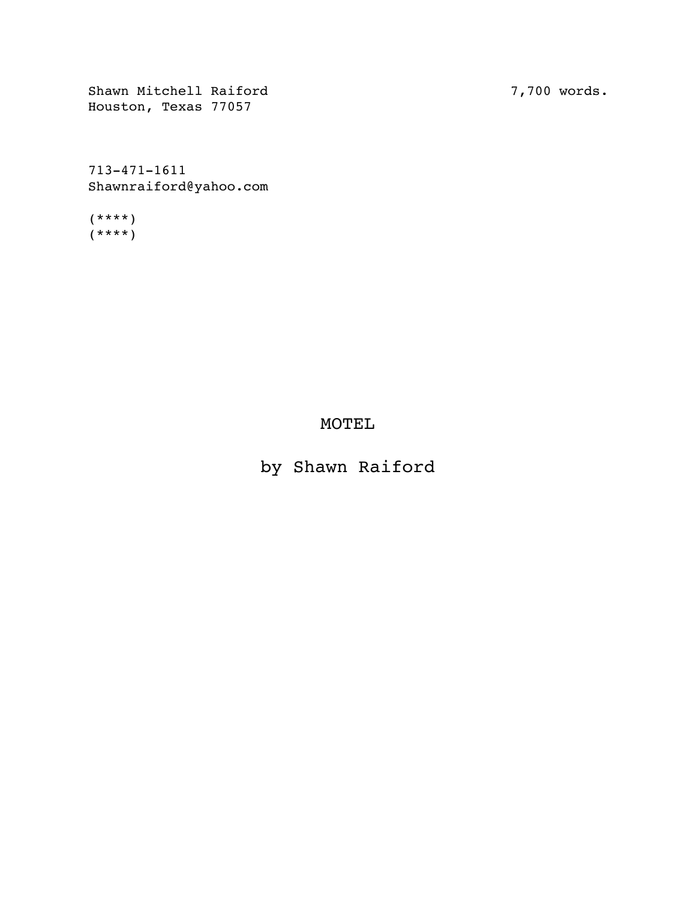Shawn Mitchell Raiford  
Houston, Texas 77057

7,700 words.

713-471-1611  
Shawnraiford@yahoo.com

(****)  
(****)

# MOTEL

## by Shawn Raiford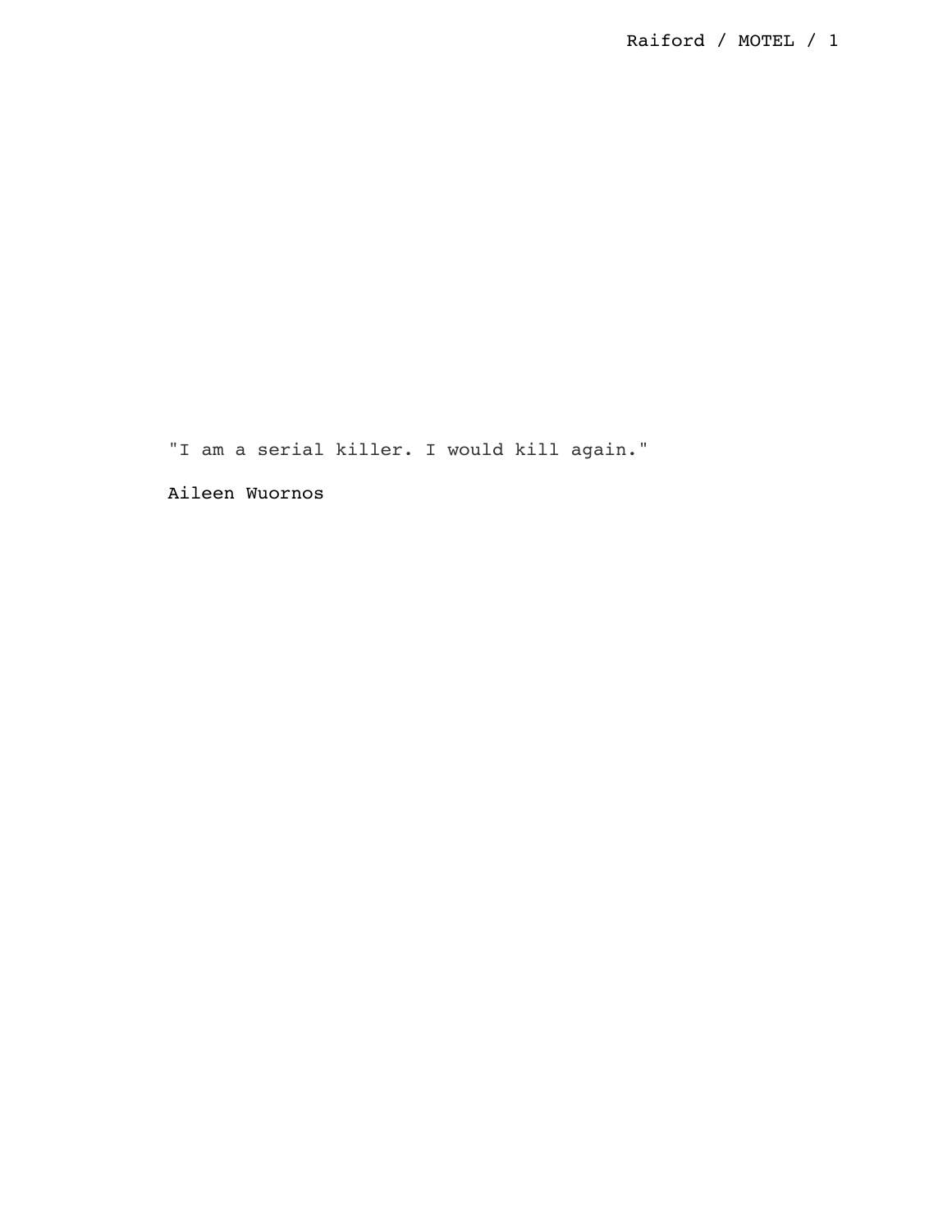"I am a serial killer. I would kill again."

Aileen Wuornos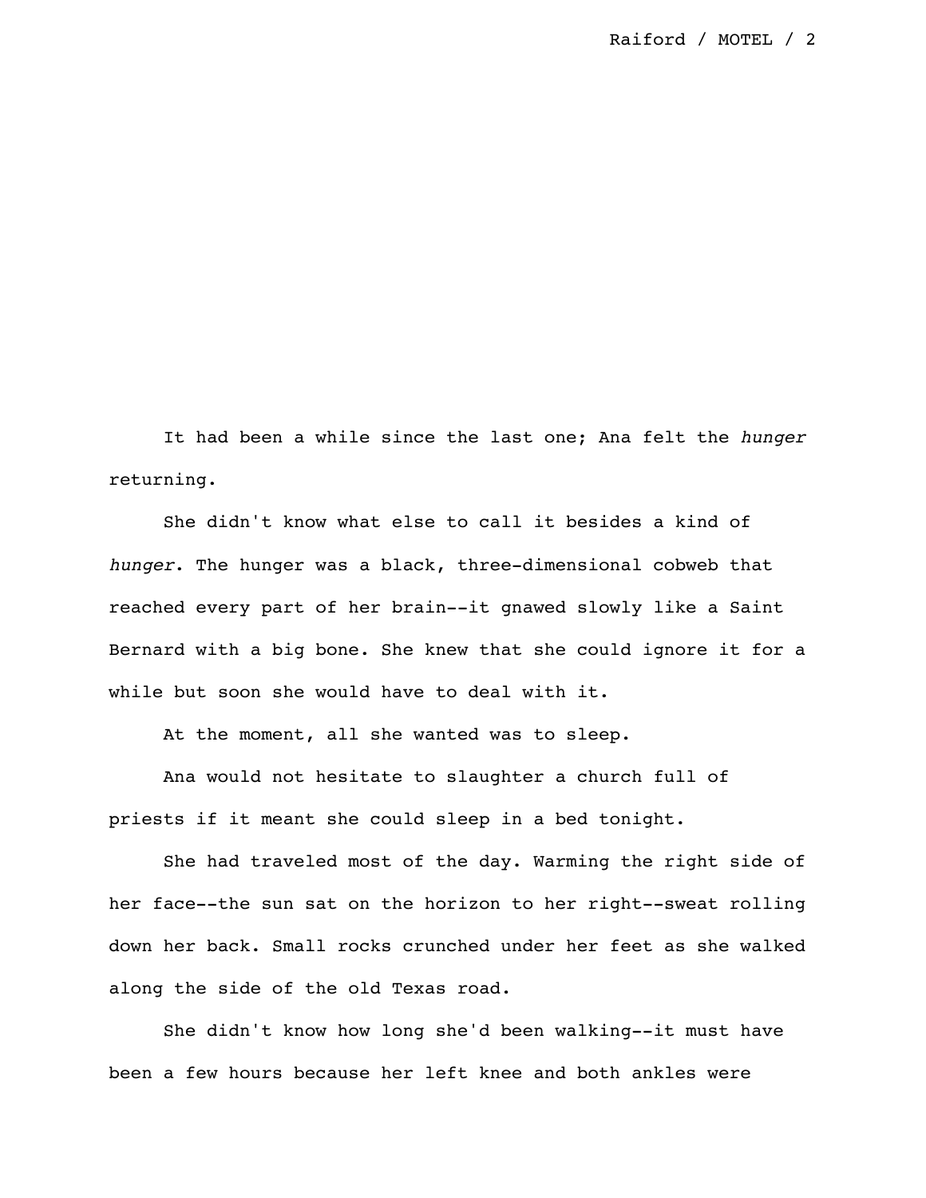It had been a while since the last one; Ana felt the *hunger* returning.

She didn't know what else to call it besides a kind of *hunger*. The hunger was a black, three-dimensional cobweb that reached every part of her brain--it gnawed slowly like a Saint Bernard with a big bone. She knew that she could ignore it for a while but soon she would have to deal with it.

At the moment, all she wanted was to sleep.

Ana would not hesitate to slaughter a church full of priests if it meant she could sleep in a bed tonight.

She had traveled most of the day. Warming the right side of her face--the sun sat on the horizon to her right--sweat rolling down her back. Small rocks crunched under her feet as she walked along the side of the old Texas road.

She didn't know how long she'd been walking--it must have been a few hours because her left knee and both ankles were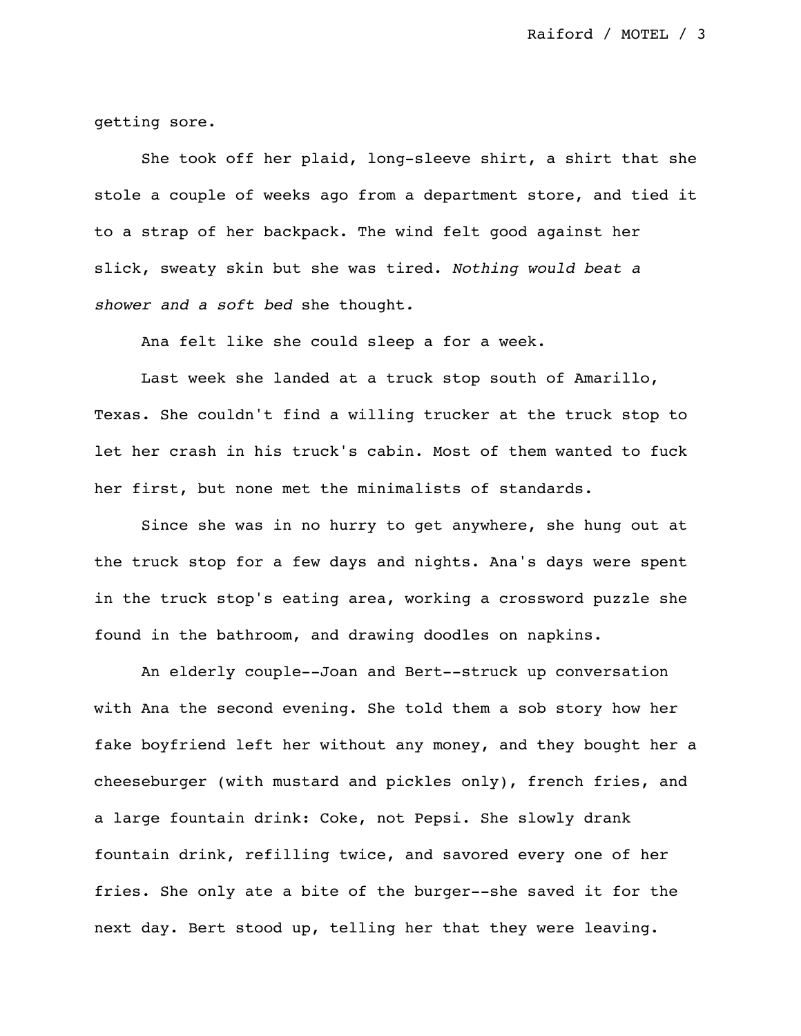getting sore.

She took off her plaid, long-sleeve shirt, a shirt that she stole a couple of weeks ago from a department store, and tied it to a strap of her backpack. The wind felt good against her slick, sweaty skin but she was tired. *Nothing would beat a shower and a soft bed* she thought*.*

Ana felt like she could sleep a for a week.

Last week she landed at a truck stop south of Amarillo, Texas. She couldn't find a willing trucker at the truck stop to let her crash in his truck's cabin. Most of them wanted to fuck her first, but none met the minimalists of standards.

Since she was in no hurry to get anywhere, she hung out at the truck stop for a few days and nights. Ana's days were spent in the truck stop's eating area, working a crossword puzzle she found in the bathroom, and drawing doodles on napkins.

An elderly couple--Joan and Bert--struck up conversation with Ana the second evening. She told them a sob story how her fake boyfriend left her without any money, and they bought her a cheeseburger (with mustard and pickles only), french fries, and a large fountain drink: Coke, not Pepsi. She slowly drank fountain drink, refilling twice, and savored every one of her fries. She only ate a bite of the burger--she saved it for the next day. Bert stood up, telling her that they were leaving.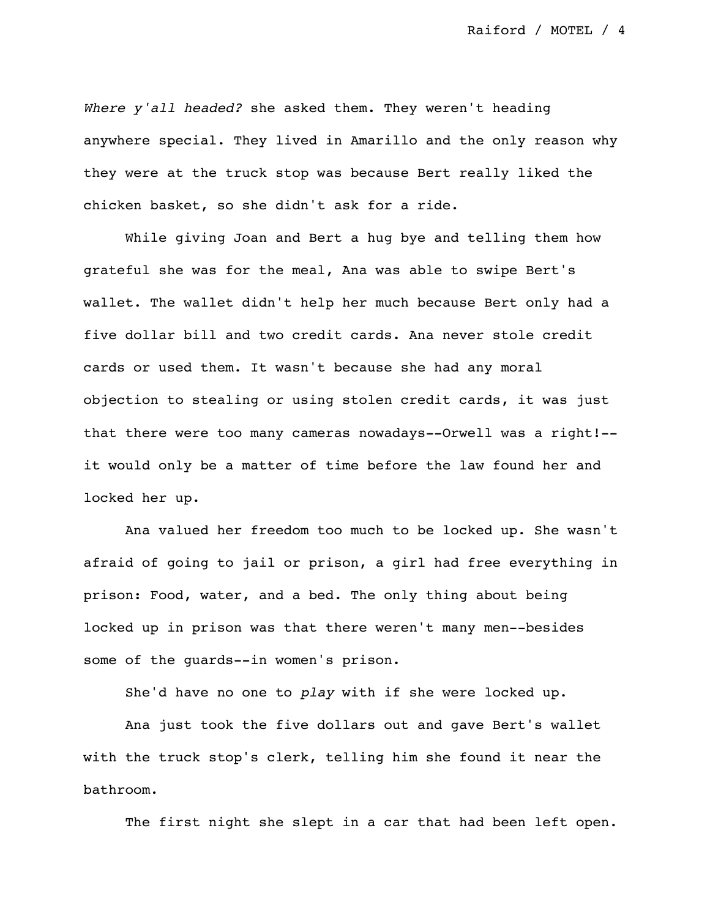*Where y'all headed?* she asked them. They weren't heading anywhere special. They lived in Amarillo and the only reason why they were at the truck stop was because Bert really liked the chicken basket, so she didn't ask for a ride.

While giving Joan and Bert a hug bye and telling them how grateful she was for the meal, Ana was able to swipe Bert's wallet. The wallet didn't help her much because Bert only had a five dollar bill and two credit cards. Ana never stole credit cards or used them. It wasn't because she had any moral objection to stealing or using stolen credit cards, it was just that there were too many cameras nowadays--Orwell was a right!--it would only be a matter of time before the law found her and locked her up.

Ana valued her freedom too much to be locked up. She wasn't afraid of going to jail or prison, a girl had free everything in prison: Food, water, and a bed. The only thing about being locked up in prison was that there weren't many men--besides some of the guards--in women's prison.

She'd have no one to *play* with if she were locked up.

Ana just took the five dollars out and gave Bert's wallet with the truck stop's clerk, telling him she found it near the bathroom.

The first night she slept in a car that had been left open.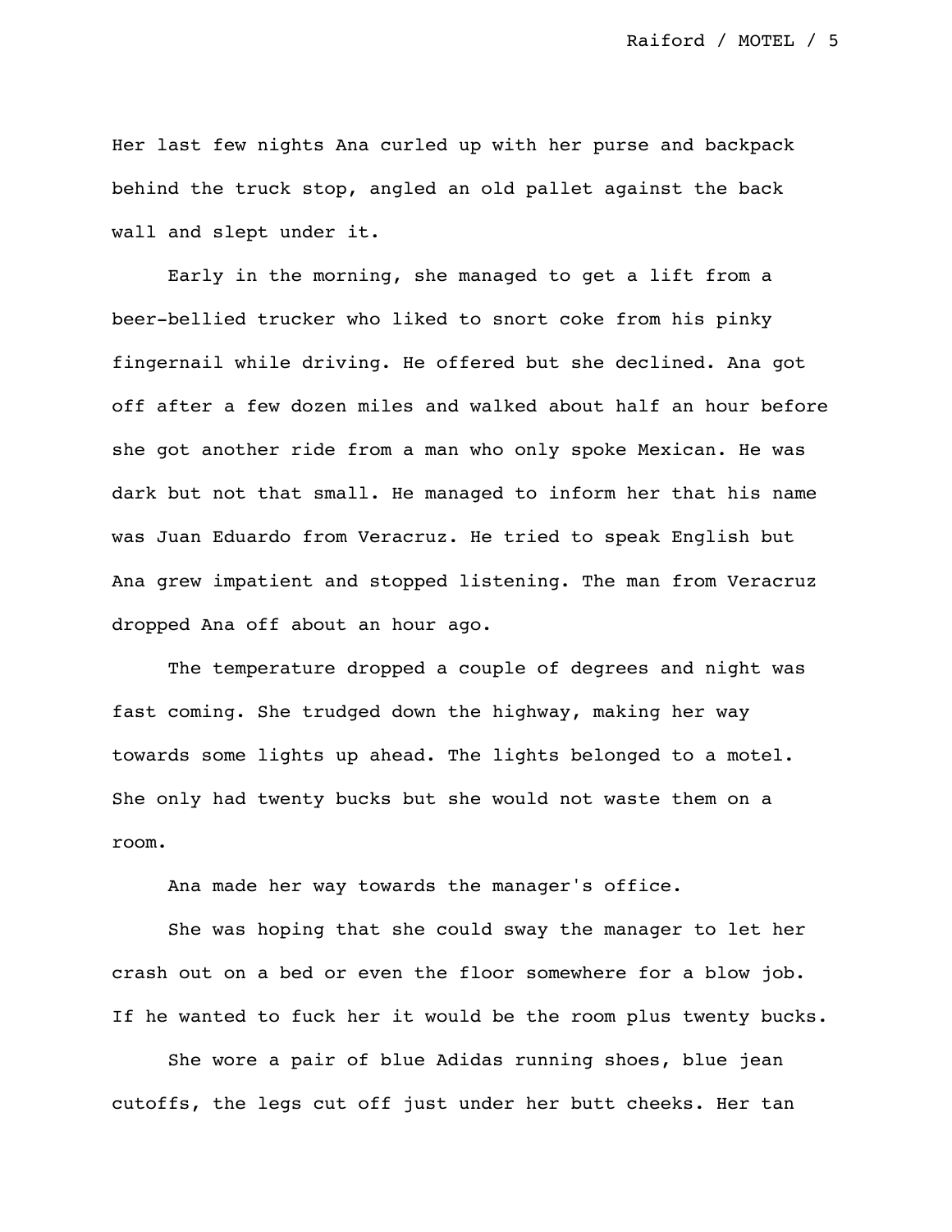Her last few nights Ana curled up with her purse and backpack behind the truck stop, angled an old pallet against the back wall and slept under it.

Early in the morning, she managed to get a lift from a beer-bellied trucker who liked to snort coke from his pinky fingernail while driving. He offered but she declined. Ana got off after a few dozen miles and walked about half an hour before she got another ride from a man who only spoke Mexican. He was dark but not that small. He managed to inform her that his name was Juan Eduardo from Veracruz. He tried to speak English but Ana grew impatient and stopped listening. The man from Veracruz dropped Ana off about an hour ago.

The temperature dropped a couple of degrees and night was fast coming. She trudged down the highway, making her way towards some lights up ahead. The lights belonged to a motel. She only had twenty bucks but she would not waste them on a room.

Ana made her way towards the manager's office.

She was hoping that she could sway the manager to let her crash out on a bed or even the floor somewhere for a blow job. If he wanted to fuck her it would be the room plus twenty bucks.

She wore a pair of blue Adidas running shoes, blue jean cutoffs, the legs cut off just under her butt cheeks. Her tan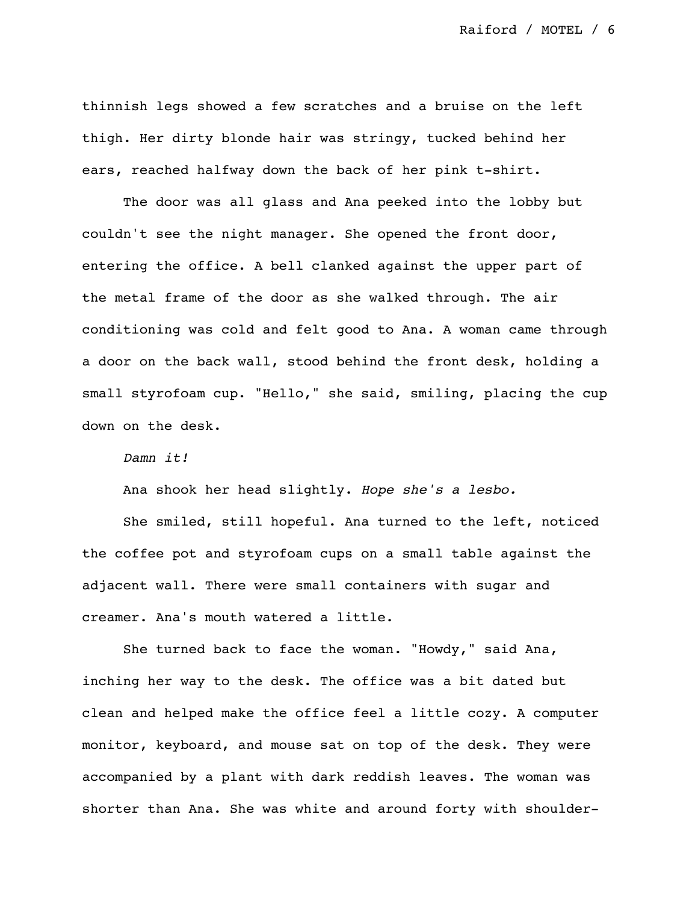thinnish legs showed a few scratches and a bruise on the left thigh. Her dirty blonde hair was stringy, tucked behind her ears, reached halfway down the back of her pink t-shirt.

The door was all glass and Ana peeked into the lobby but couldn't see the night manager. She opened the front door, entering the office. A bell clanked against the upper part of the metal frame of the door as she walked through. The air conditioning was cold and felt good to Ana. A woman came through a door on the back wall, stood behind the front desk, holding a small styrofoam cup. "Hello," she said, smiling, placing the cup down on the desk.

*Damn it!*

Ana shook her head slightly. *Hope she's a lesbo.*

She smiled, still hopeful. Ana turned to the left, noticed the coffee pot and styrofoam cups on a small table against the adjacent wall. There were small containers with sugar and creamer. Ana's mouth watered a little.

She turned back to face the woman. "Howdy," said Ana, inching her way to the desk. The office was a bit dated but clean and helped make the office feel a little cozy. A computer monitor, keyboard, and mouse sat on top of the desk. They were accompanied by a plant with dark reddish leaves. The woman was shorter than Ana. She was white and around forty with shoulder-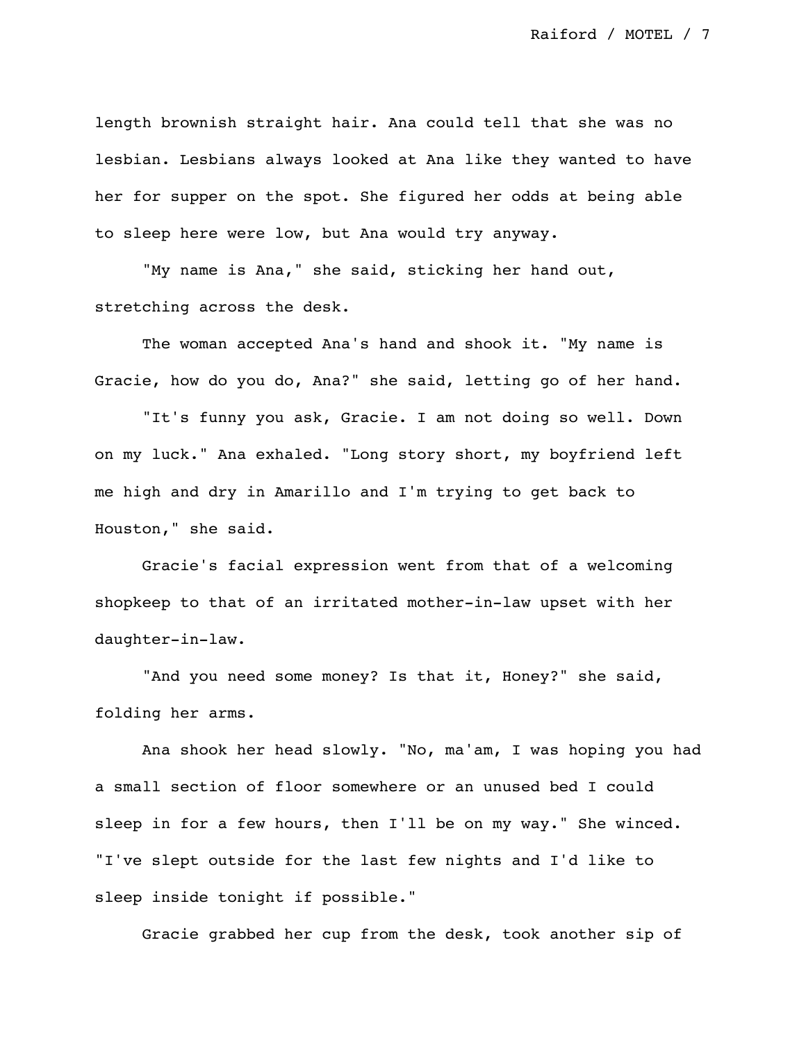length brownish straight hair. Ana could tell that she was no lesbian. Lesbians always looked at Ana like they wanted to have her for supper on the spot. She figured her odds at being able to sleep here were low, but Ana would try anyway.

"My name is Ana," she said, sticking her hand out, stretching across the desk.

The woman accepted Ana's hand and shook it. "My name is Gracie, how do you do, Ana?" she said, letting go of her hand.

"It's funny you ask, Gracie. I am not doing so well. Down on my luck." Ana exhaled. "Long story short, my boyfriend left me high and dry in Amarillo and I'm trying to get back to Houston," she said.

Gracie's facial expression went from that of a welcoming shopkeep to that of an irritated mother-in-law upset with her daughter-in-law.

"And you need some money? Is that it, Honey?" she said, folding her arms.

Ana shook her head slowly. "No, ma'am, I was hoping you had a small section of floor somewhere or an unused bed I could sleep in for a few hours, then I'll be on my way." She winced. "I've slept outside for the last few nights and I'd like to sleep inside tonight if possible."

Gracie grabbed her cup from the desk, took another sip of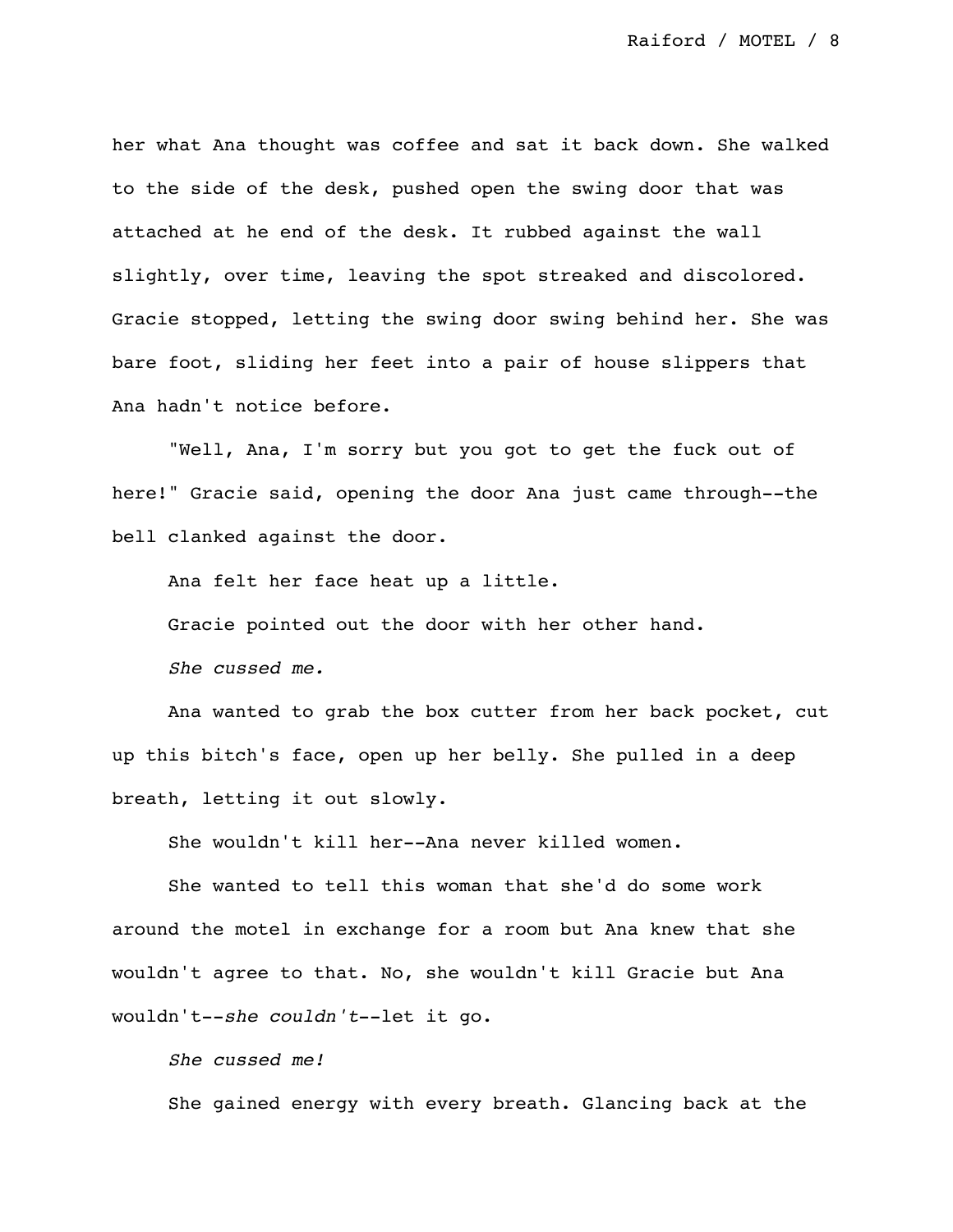her what Ana thought was coffee and sat it back down. She walked to the side of the desk, pushed open the swing door that was attached at he end of the desk. It rubbed against the wall slightly, over time, leaving the spot streaked and discolored. Gracie stopped, letting the swing door swing behind her. She was bare foot, sliding her feet into a pair of house slippers that Ana hadn't notice before.

"Well, Ana, I'm sorry but you got to get the fuck out of here!" Gracie said, opening the door Ana just came through--the bell clanked against the door.

Ana felt her face heat up a little.

Gracie pointed out the door with her other hand.

*She cussed me.*

Ana wanted to grab the box cutter from her back pocket, cut up this bitch's face, open up her belly. She pulled in a deep breath, letting it out slowly.

She wouldn't kill her--Ana never killed women.

She wanted to tell this woman that she'd do some work around the motel in exchange for a room but Ana knew that she wouldn't agree to that. No, she wouldn't kill Gracie but Ana wouldn't--*she couldn't*--let it go.

*She cussed me!*

She gained energy with every breath. Glancing back at the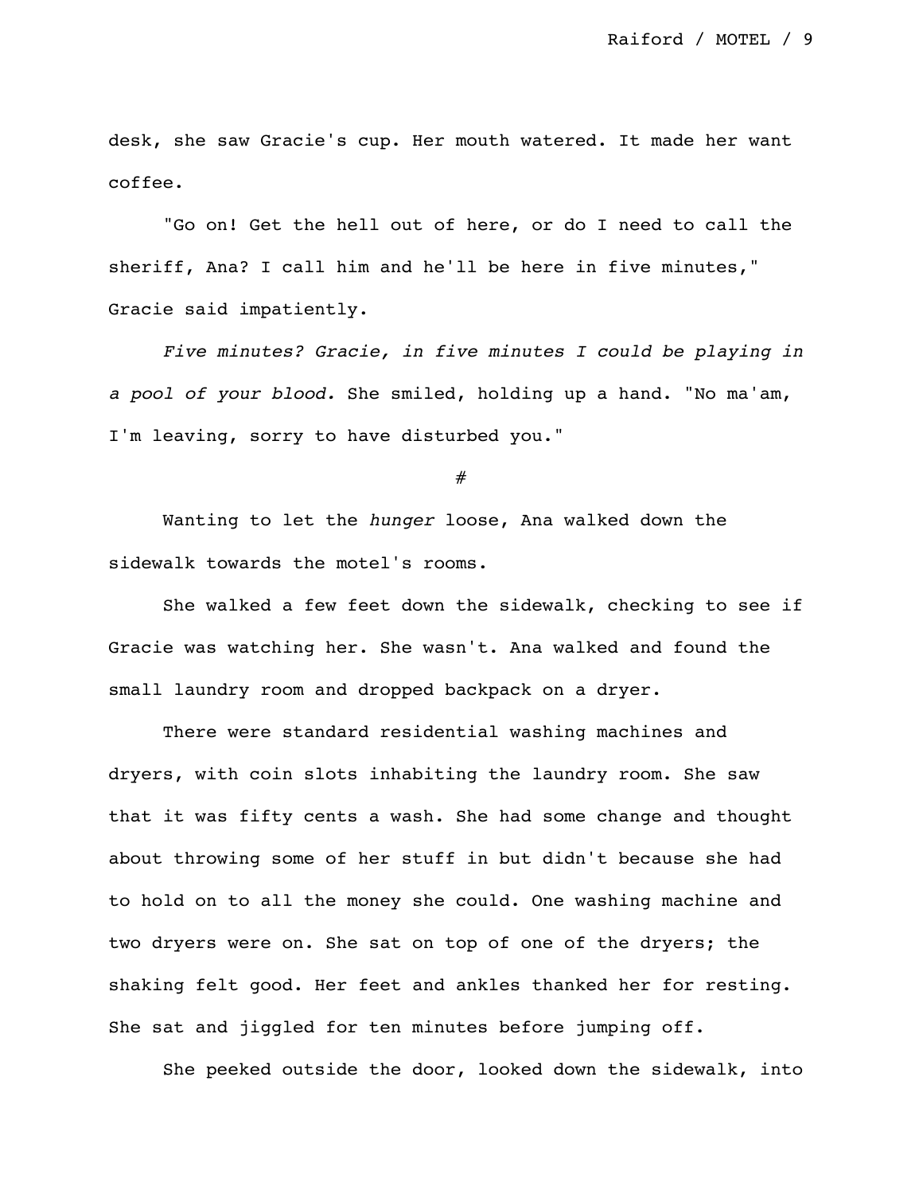desk, she saw Gracie's cup. Her mouth watered. It made her want coffee.

"Go on! Get the hell out of here, or do I need to call the sheriff, Ana? I call him and he'll be here in five minutes," Gracie said impatiently.

*Five minutes? Gracie, in five minutes I could be playing in a pool of your blood.* She smiled, holding up a hand. "No ma'am, I'm leaving, sorry to have disturbed you."

#

Wanting to let the *hunger* loose, Ana walked down the sidewalk towards the motel's rooms.

She walked a few feet down the sidewalk, checking to see if Gracie was watching her. She wasn't. Ana walked and found the small laundry room and dropped backpack on a dryer.

There were standard residential washing machines and dryers, with coin slots inhabiting the laundry room. She saw that it was fifty cents a wash. She had some change and thought about throwing some of her stuff in but didn't because she had to hold on to all the money she could. One washing machine and two dryers were on. She sat on top of one of the dryers; the shaking felt good. Her feet and ankles thanked her for resting. She sat and jiggled for ten minutes before jumping off.

She peeked outside the door, looked down the sidewalk, into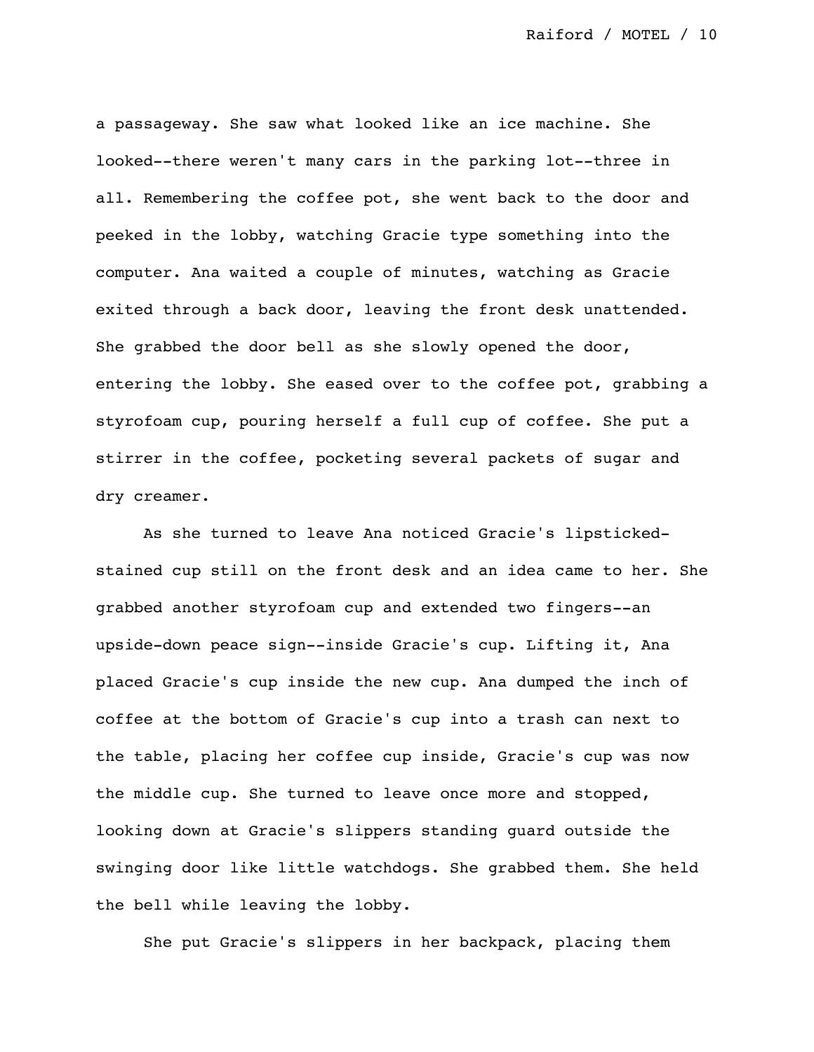a passageway. She saw what looked like an ice machine. She looked--there weren't many cars in the parking lot--three in all. Remembering the coffee pot, she went back to the door and peeked in the lobby, watching Gracie type something into the computer. Ana waited a couple of minutes, watching as Gracie exited through a back door, leaving the front desk unattended. She grabbed the door bell as she slowly opened the door, entering the lobby. She eased over to the coffee pot, grabbing a styrofoam cup, pouring herself a full cup of coffee. She put a stirrer in the coffee, pocketing several packets of sugar and dry creamer.

As she turned to leave Ana noticed Gracie's lipsticked-stained cup still on the front desk and an idea came to her. She grabbed another styrofoam cup and extended two fingers--an upside-down peace sign--inside Gracie's cup. Lifting it, Ana placed Gracie's cup inside the new cup. Ana dumped the inch of coffee at the bottom of Gracie's cup into a trash can next to the table, placing her coffee cup inside, Gracie's cup was now the middle cup. She turned to leave once more and stopped, looking down at Gracie's slippers standing guard outside the swinging door like little watchdogs. She grabbed them. She held the bell while leaving the lobby.

She put Gracie's slippers in her backpack, placing them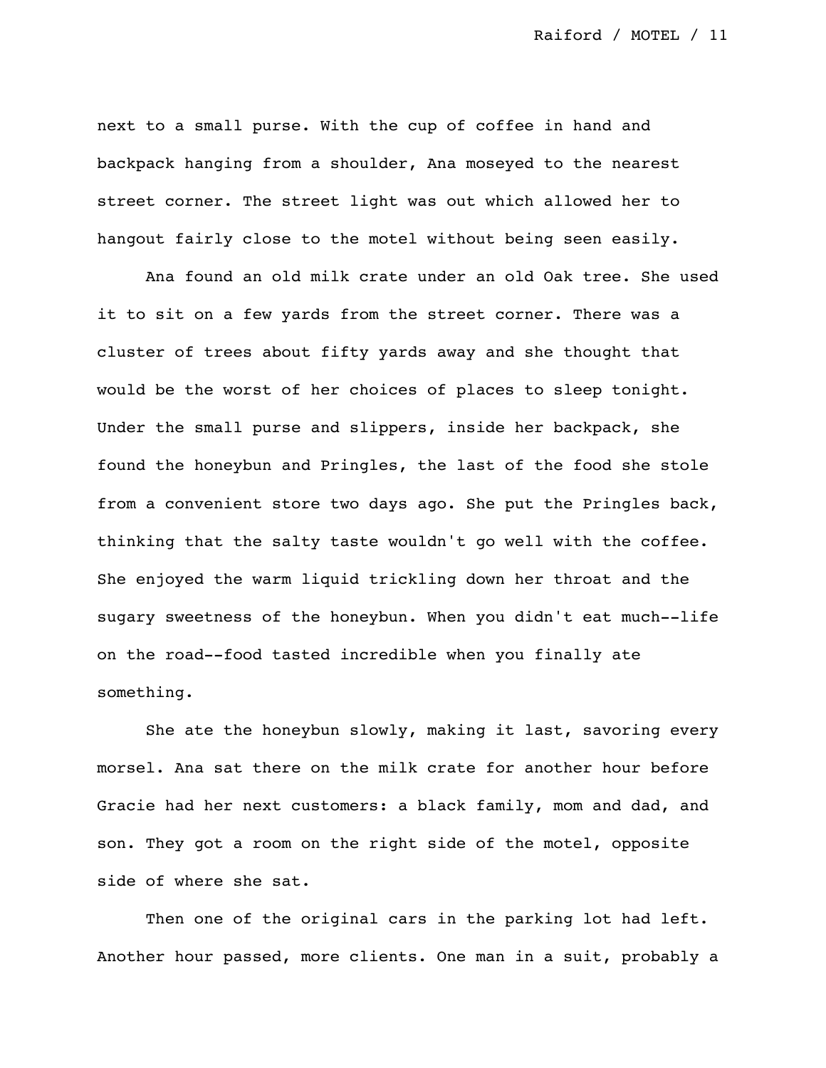next to a small purse. With the cup of coffee in hand and backpack hanging from a shoulder, Ana moseyed to the nearest street corner. The street light was out which allowed her to hangout fairly close to the motel without being seen easily.

Ana found an old milk crate under an old Oak tree. She used it to sit on a few yards from the street corner. There was a cluster of trees about fifty yards away and she thought that would be the worst of her choices of places to sleep tonight. Under the small purse and slippers, inside her backpack, she found the honeybun and Pringles, the last of the food she stole from a convenient store two days ago. She put the Pringles back, thinking that the salty taste wouldn't go well with the coffee. She enjoyed the warm liquid trickling down her throat and the sugary sweetness of the honeybun. When you didn't eat much--life on the road--food tasted incredible when you finally ate something.

She ate the honeybun slowly, making it last, savoring every morsel. Ana sat there on the milk crate for another hour before Gracie had her next customers: a black family, mom and dad, and son. They got a room on the right side of the motel, opposite side of where she sat.

Then one of the original cars in the parking lot had left. Another hour passed, more clients. One man in a suit, probably a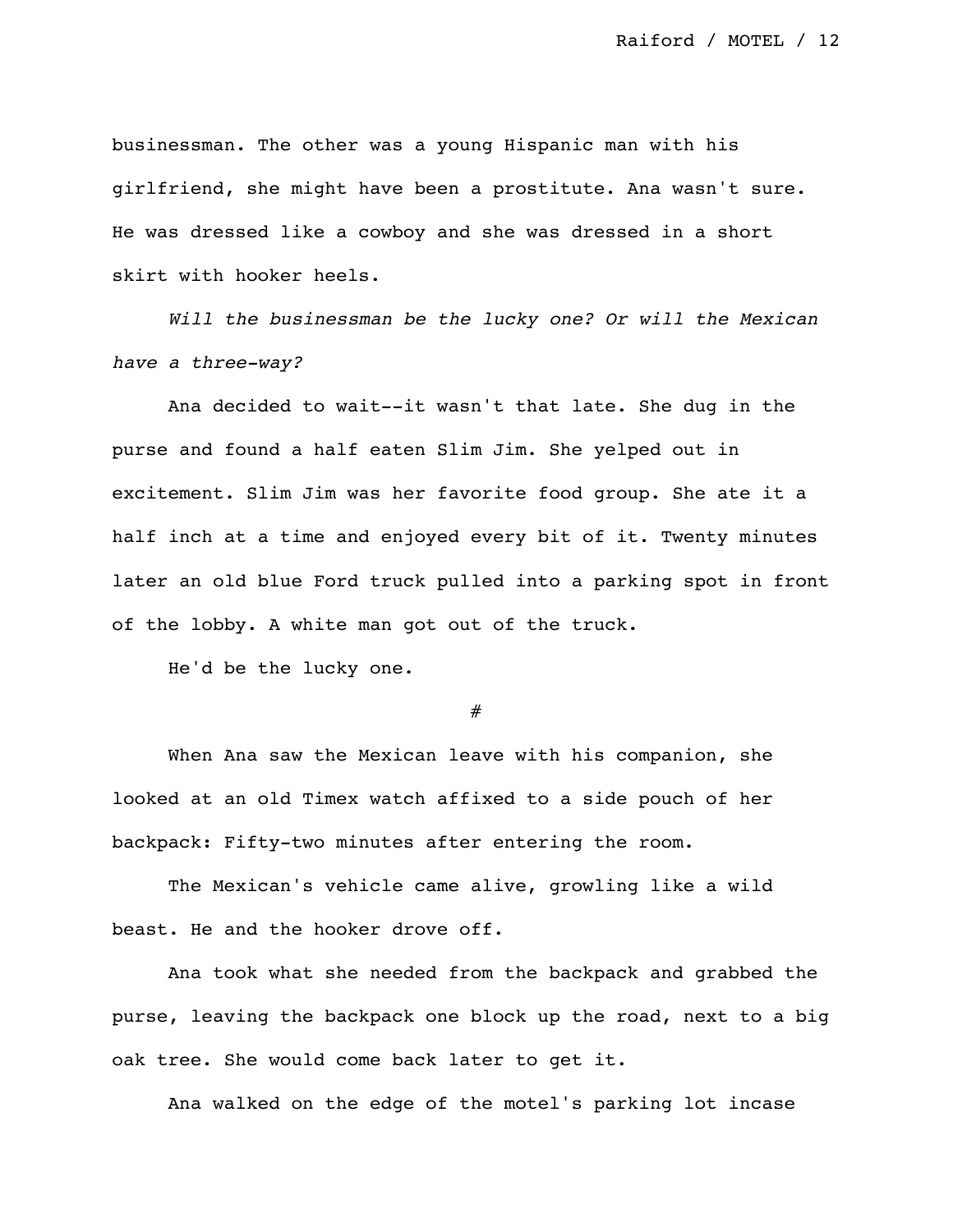businessman. The other was a young Hispanic man with his girlfriend, she might have been a prostitute. Ana wasn't sure. He was dressed like a cowboy and she was dressed in a short skirt with hooker heels.

*Will the businessman be the lucky one? Or will the Mexican have a three-way?*

Ana decided to wait--it wasn't that late. She dug in the purse and found a half eaten Slim Jim. She yelped out in excitement. Slim Jim was her favorite food group. She ate it a half inch at a time and enjoyed every bit of it. Twenty minutes later an old blue Ford truck pulled into a parking spot in front of the lobby. A white man got out of the truck.

He'd be the lucky one.

#

When Ana saw the Mexican leave with his companion, she looked at an old Timex watch affixed to a side pouch of her backpack: Fifty-two minutes after entering the room.

The Mexican's vehicle came alive, growling like a wild beast. He and the hooker drove off.

Ana took what she needed from the backpack and grabbed the purse, leaving the backpack one block up the road, next to a big oak tree. She would come back later to get it.

Ana walked on the edge of the motel's parking lot incase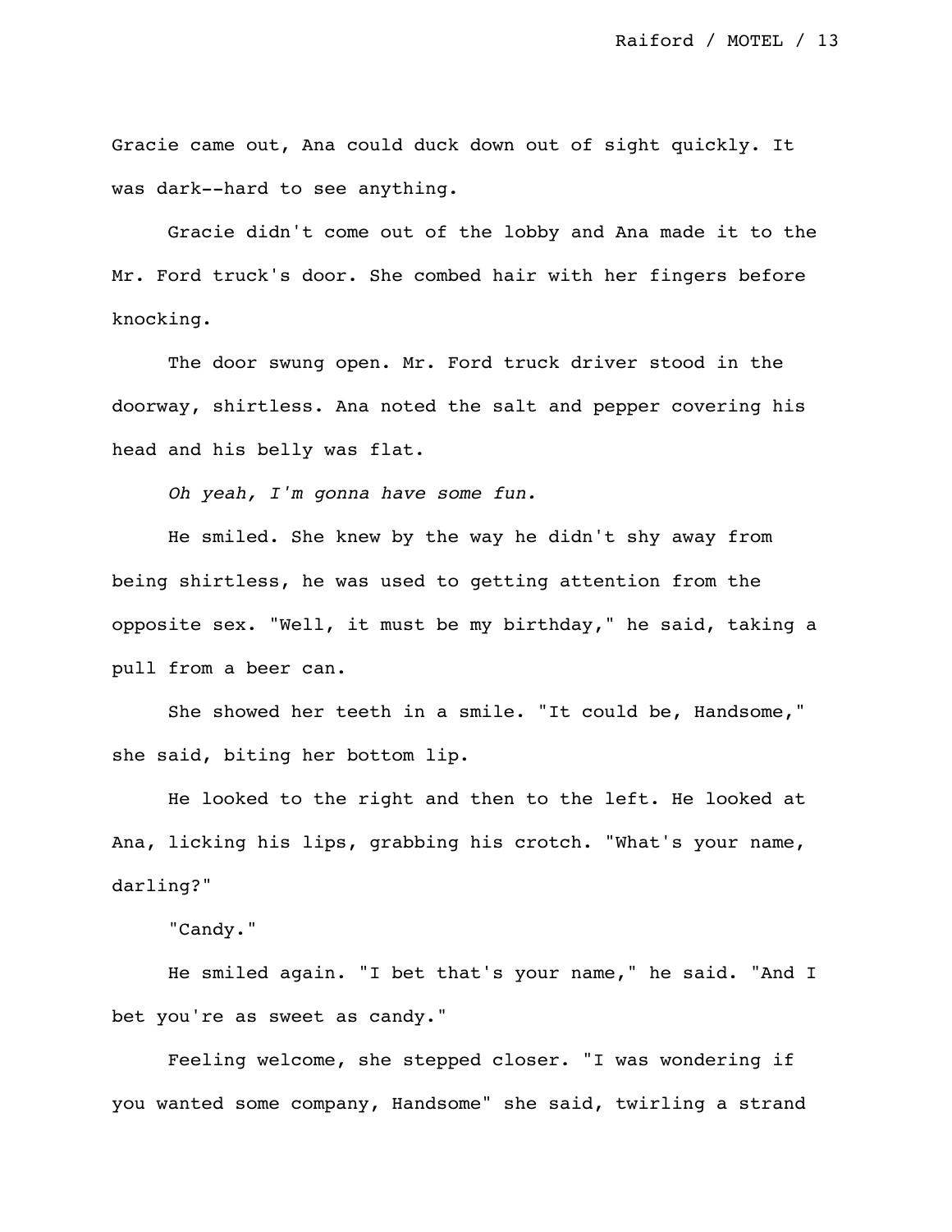Gracie came out, Ana could duck down out of sight quickly. It was dark--hard to see anything.

Gracie didn't come out of the lobby and Ana made it to the Mr. Ford truck's door. She combed hair with her fingers before knocking.

The door swung open. Mr. Ford truck driver stood in the doorway, shirtless. Ana noted the salt and pepper covering his head and his belly was flat.

*Oh yeah, I'm gonna have some fun.*

He smiled. She knew by the way he didn't shy away from being shirtless, he was used to getting attention from the opposite sex. "Well, it must be my birthday," he said, taking a pull from a beer can.

She showed her teeth in a smile. "It could be, Handsome," she said, biting her bottom lip.

He looked to the right and then to the left. He looked at Ana, licking his lips, grabbing his crotch. "What's your name, darling?"

"Candy."

He smiled again. "I bet that's your name," he said. "And I bet you're as sweet as candy."

Feeling welcome, she stepped closer. "I was wondering if you wanted some company, Handsome" she said, twirling a strand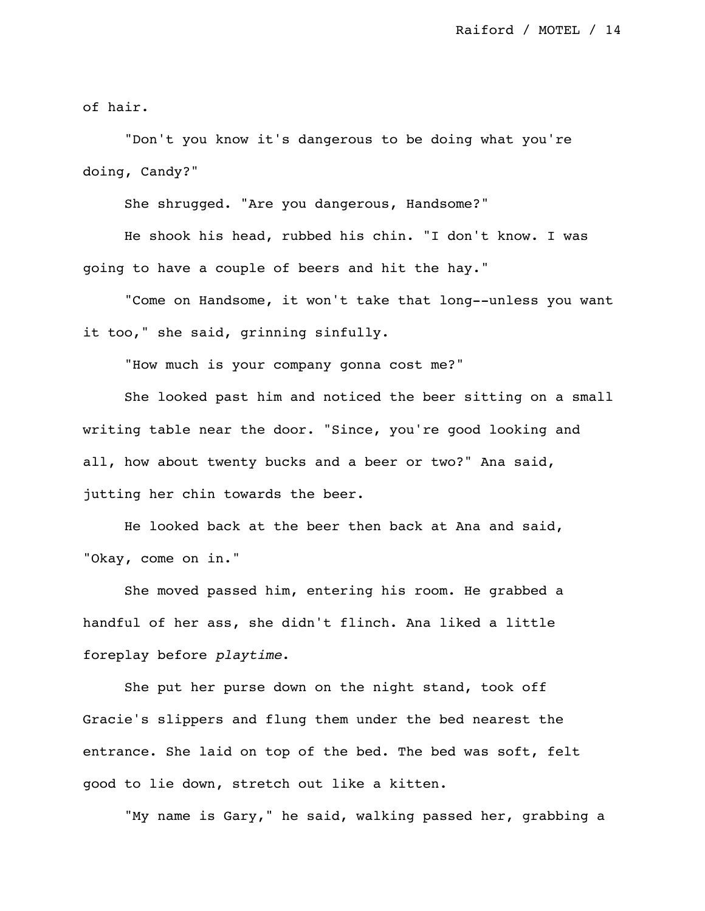of hair.

"Don't you know it's dangerous to be doing what you're doing, Candy?"

She shrugged. "Are you dangerous, Handsome?"

He shook his head, rubbed his chin. "I don't know. I was going to have a couple of beers and hit the hay."

"Come on Handsome, it won't take that long--unless you want it too," she said, grinning sinfully.

"How much is your company gonna cost me?"

She looked past him and noticed the beer sitting on a small writing table near the door. "Since, you're good looking and all, how about twenty bucks and a beer or two?" Ana said, jutting her chin towards the beer.

He looked back at the beer then back at Ana and said, "Okay, come on in."

She moved passed him, entering his room. He grabbed a handful of her ass, she didn't flinch. Ana liked a little foreplay before *playtime*.

She put her purse down on the night stand, took off Gracie's slippers and flung them under the bed nearest the entrance. She laid on top of the bed. The bed was soft, felt good to lie down, stretch out like a kitten.

"My name is Gary," he said, walking passed her, grabbing a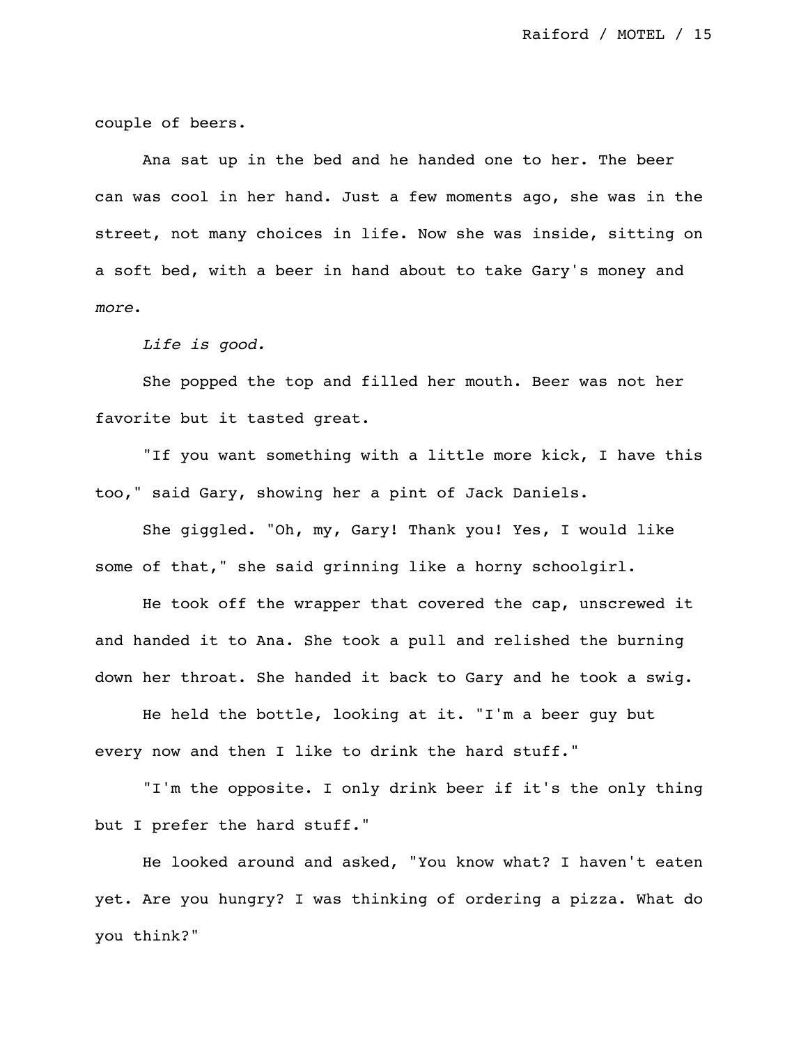couple of beers.

Ana sat up in the bed and he handed one to her. The beer can was cool in her hand. Just a few moments ago, she was in the street, not many choices in life. Now she was inside, sitting on a soft bed, with a beer in hand about to take Gary's money and *more*.

*Life is good.*

She popped the top and filled her mouth. Beer was not her favorite but it tasted great.

"If you want something with a little more kick, I have this too," said Gary, showing her a pint of Jack Daniels.

She giggled. "Oh, my, Gary! Thank you! Yes, I would like some of that," she said grinning like a horny schoolgirl.

He took off the wrapper that covered the cap, unscrewed it and handed it to Ana. She took a pull and relished the burning down her throat. She handed it back to Gary and he took a swig.

He held the bottle, looking at it. "I'm a beer guy but every now and then I like to drink the hard stuff."

"I'm the opposite. I only drink beer if it's the only thing but I prefer the hard stuff."

He looked around and asked, "You know what? I haven't eaten yet. Are you hungry? I was thinking of ordering a pizza. What do you think?"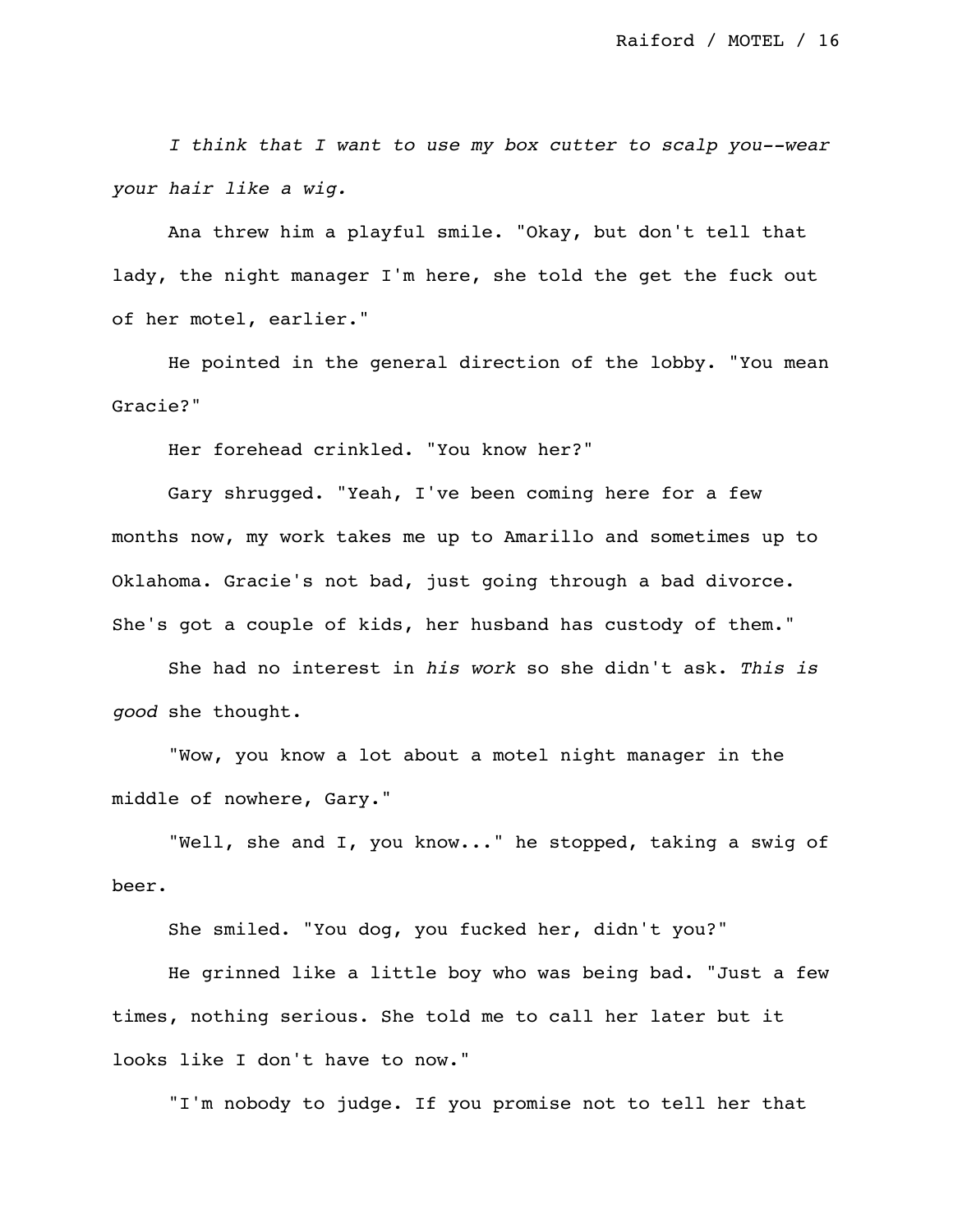*I think that I want to use my box cutter to scalp you--wear your hair like a wig.*

Ana threw him a playful smile. "Okay, but don't tell that lady, the night manager I'm here, she told the get the fuck out of her motel, earlier."

He pointed in the general direction of the lobby. "You mean Gracie?"

Her forehead crinkled. "You know her?"

Gary shrugged. "Yeah, I've been coming here for a few months now, my work takes me up to Amarillo and sometimes up to Oklahoma. Gracie's not bad, just going through a bad divorce. She's got a couple of kids, her husband has custody of them."

She had no interest in *his work* so she didn't ask. *This is good* she thought.

"Wow, you know a lot about a motel night manager in the middle of nowhere, Gary."

"Well, she and I, you know..." he stopped, taking a swig of beer.

She smiled. "You dog, you fucked her, didn't you?"

He grinned like a little boy who was being bad. "Just a few times, nothing serious. She told me to call her later but it looks like I don't have to now."

"I'm nobody to judge. If you promise not to tell her that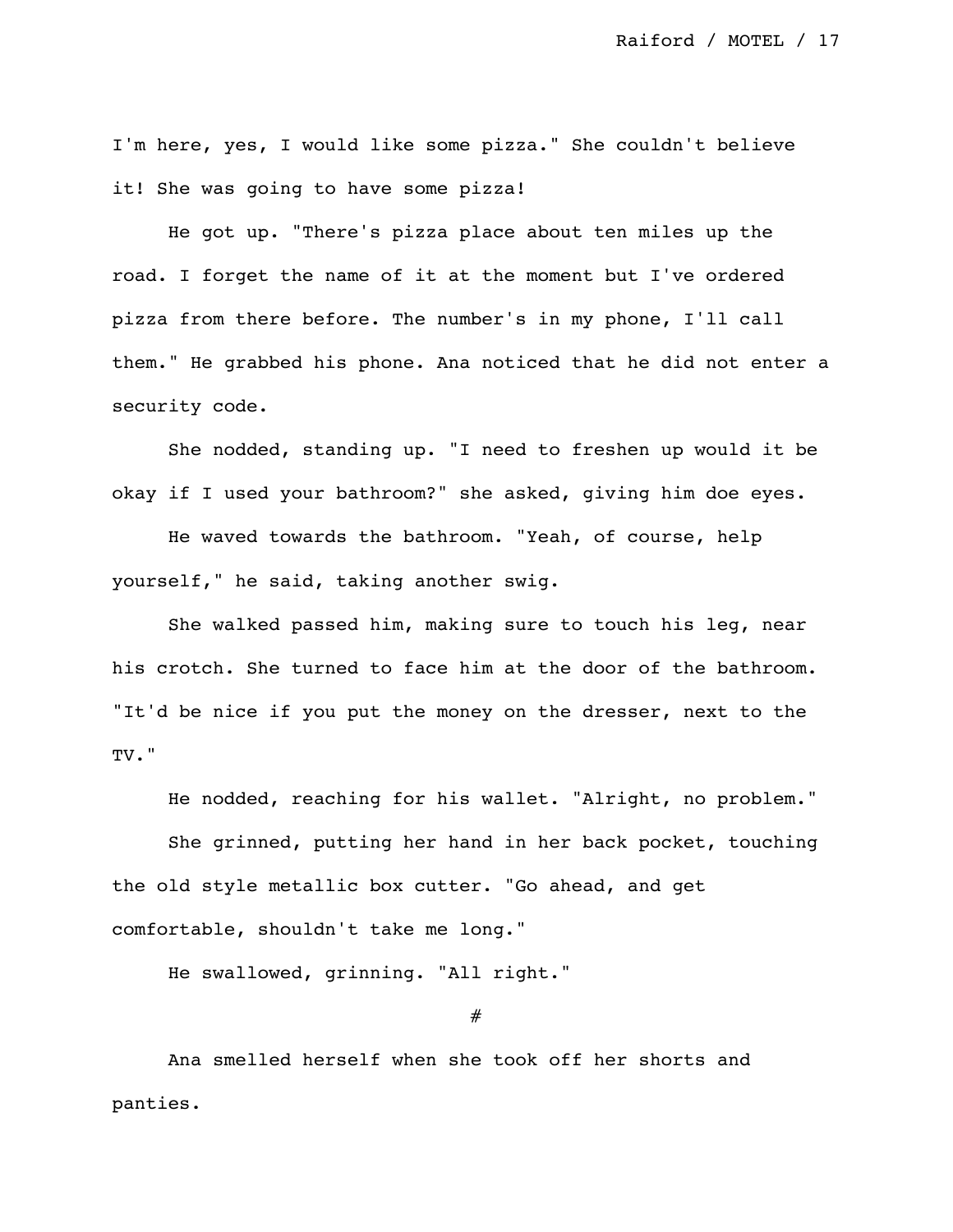I'm here, yes, I would like some pizza." She couldn't believe it! She was going to have some pizza!

He got up. "There's pizza place about ten miles up the road. I forget the name of it at the moment but I've ordered pizza from there before. The number's in my phone, I'll call them." He grabbed his phone. Ana noticed that he did not enter a security code.

She nodded, standing up. "I need to freshen up would it be okay if I used your bathroom?" she asked, giving him doe eyes.

He waved towards the bathroom. "Yeah, of course, help yourself," he said, taking another swig.

She walked passed him, making sure to touch his leg, near his crotch. She turned to face him at the door of the bathroom. "It'd be nice if you put the money on the dresser, next to the TV."

He nodded, reaching for his wallet. "Alright, no problem."

She grinned, putting her hand in her back pocket, touching the old style metallic box cutter. "Go ahead, and get comfortable, shouldn't take me long."

He swallowed, grinning. "All right."

#

Ana smelled herself when she took off her shorts and panties.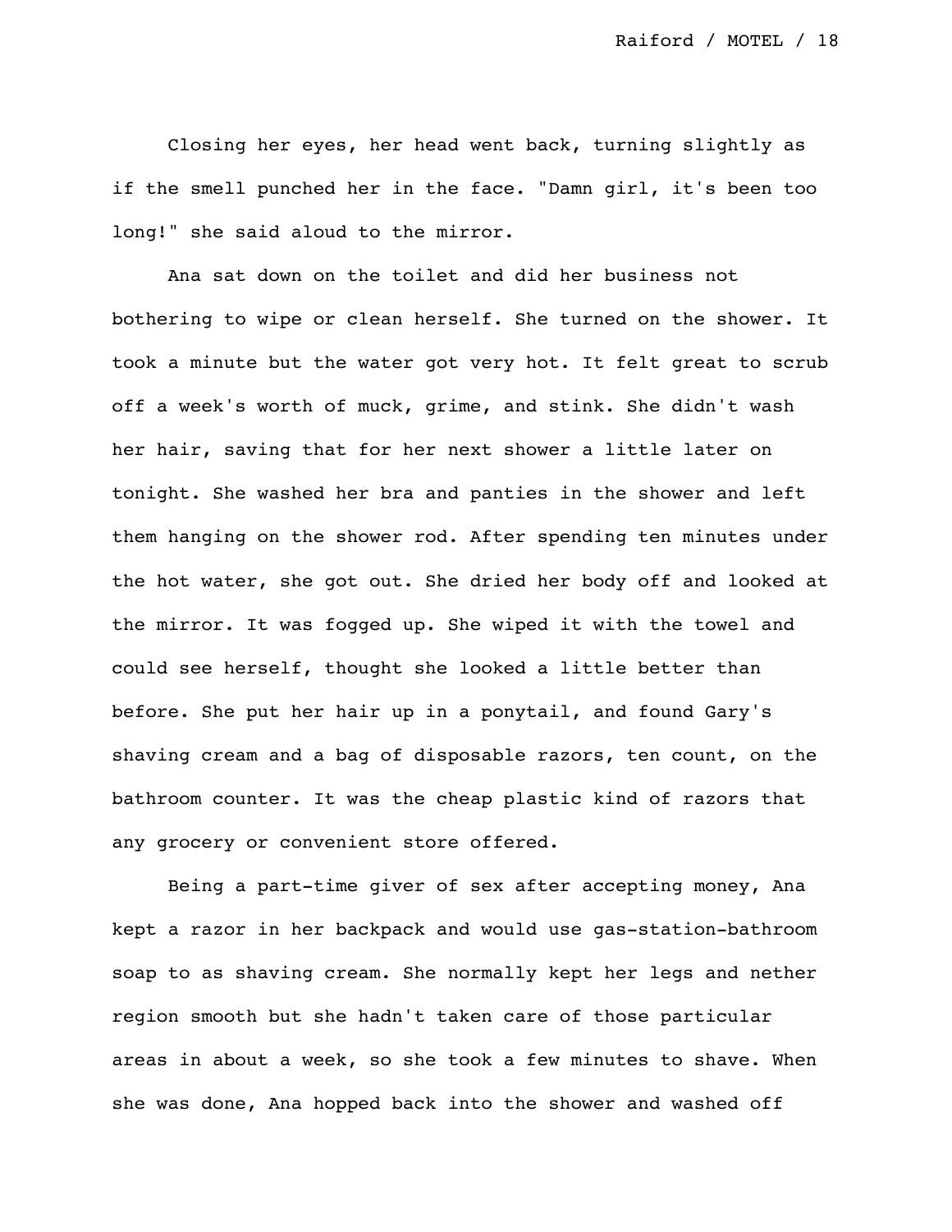Closing her eyes, her head went back, turning slightly as if the smell punched her in the face. "Damn girl, it's been too long!" she said aloud to the mirror.

Ana sat down on the toilet and did her business not bothering to wipe or clean herself. She turned on the shower. It took a minute but the water got very hot. It felt great to scrub off a week's worth of muck, grime, and stink. She didn't wash her hair, saving that for her next shower a little later on tonight. She washed her bra and panties in the shower and left them hanging on the shower rod. After spending ten minutes under the hot water, she got out. She dried her body off and looked at the mirror. It was fogged up. She wiped it with the towel and could see herself, thought she looked a little better than before. She put her hair up in a ponytail, and found Gary's shaving cream and a bag of disposable razors, ten count, on the bathroom counter. It was the cheap plastic kind of razors that any grocery or convenient store offered.

Being a part-time giver of sex after accepting money, Ana kept a razor in her backpack and would use gas-station-bathroom soap to as shaving cream. She normally kept her legs and nether region smooth but she hadn't taken care of those particular areas in about a week, so she took a few minutes to shave. When she was done, Ana hopped back into the shower and washed off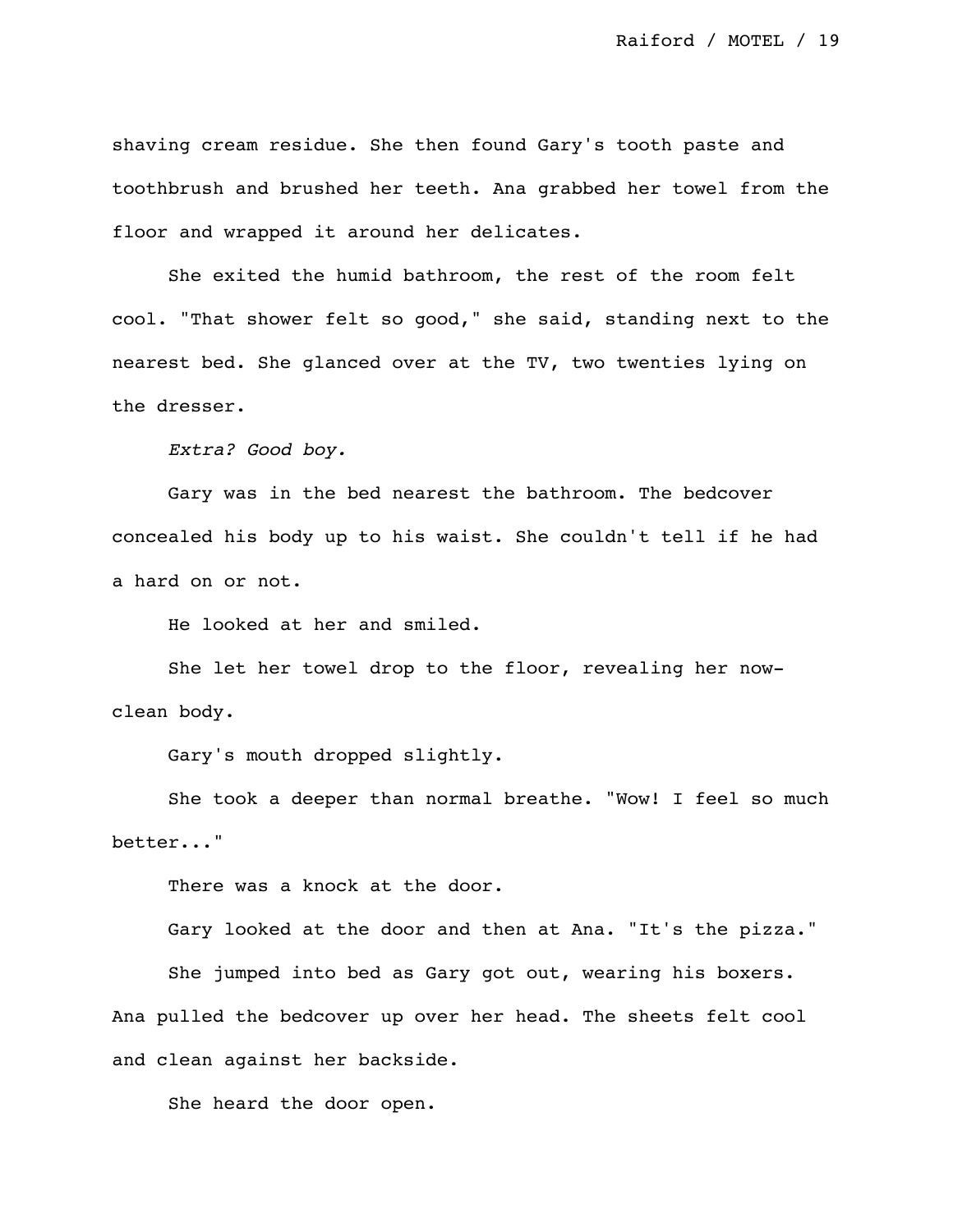shaving cream residue. She then found Gary's tooth paste and toothbrush and brushed her teeth. Ana grabbed her towel from the floor and wrapped it around her delicates.

She exited the humid bathroom, the rest of the room felt cool. "That shower felt so good," she said, standing next to the nearest bed. She glanced over at the TV, two twenties lying on the dresser.

*Extra? Good boy.*

Gary was in the bed nearest the bathroom. The bedcover concealed his body up to his waist. She couldn't tell if he had a hard on or not.

He looked at her and smiled.

She let her towel drop to the floor, revealing her now-clean body.

Gary's mouth dropped slightly.

She took a deeper than normal breathe. "Wow! I feel so much better..."

There was a knock at the door.

Gary looked at the door and then at Ana. "It's the pizza."

She jumped into bed as Gary got out, wearing his boxers. Ana pulled the bedcover up over her head. The sheets felt cool and clean against her backside.

She heard the door open.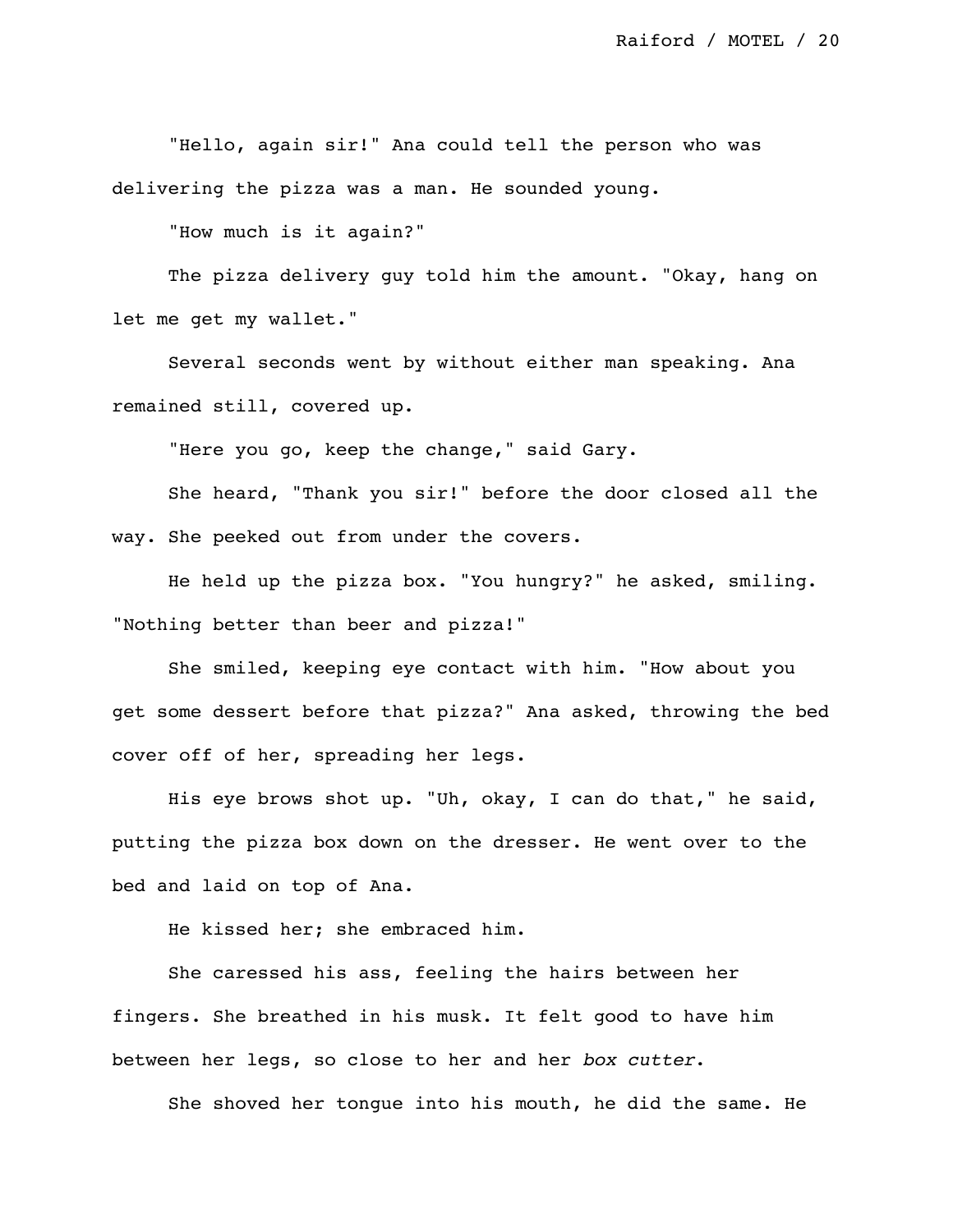"Hello, again sir!" Ana could tell the person who was delivering the pizza was a man. He sounded young.

"How much is it again?"

The pizza delivery guy told him the amount. "Okay, hang on let me get my wallet."

Several seconds went by without either man speaking. Ana remained still, covered up.

"Here you go, keep the change," said Gary.

She heard, "Thank you sir!" before the door closed all the way. She peeked out from under the covers.

He held up the pizza box. "You hungry?" he asked, smiling. "Nothing better than beer and pizza!"

She smiled, keeping eye contact with him. "How about you get some dessert before that pizza?" Ana asked, throwing the bed cover off of her, spreading her legs.

His eye brows shot up. "Uh, okay, I can do that," he said, putting the pizza box down on the dresser. He went over to the bed and laid on top of Ana.

He kissed her; she embraced him.

She caressed his ass, feeling the hairs between her fingers. She breathed in his musk. It felt good to have him between her legs, so close to her and her *box cutter*.

She shoved her tongue into his mouth, he did the same. He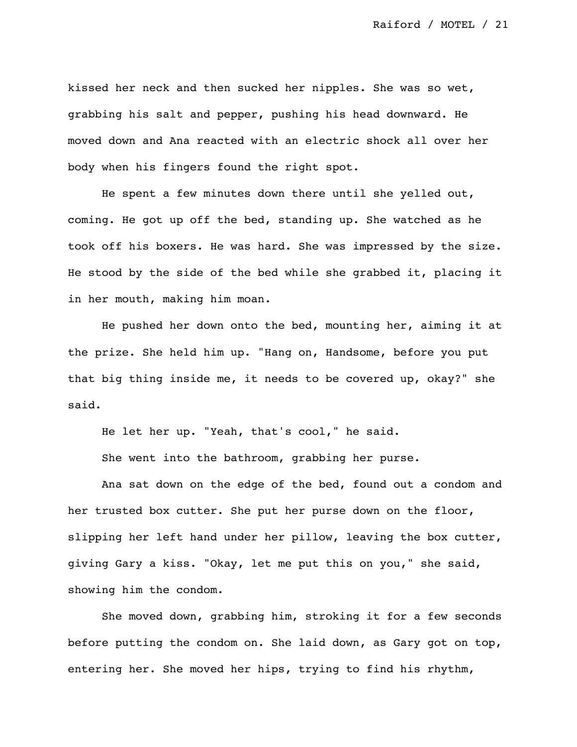kissed her neck and then sucked her nipples. She was so wet, grabbing his salt and pepper, pushing his head downward. He moved down and Ana reacted with an electric shock all over her body when his fingers found the right spot.

He spent a few minutes down there until she yelled out, coming. He got up off the bed, standing up. She watched as he took off his boxers. He was hard. She was impressed by the size. He stood by the side of the bed while she grabbed it, placing it in her mouth, making him moan.

He pushed her down onto the bed, mounting her, aiming it at the prize. She held him up. "Hang on, Handsome, before you put that big thing inside me, it needs to be covered up, okay?" she said.

He let her up. "Yeah, that's cool," he said.

She went into the bathroom, grabbing her purse.

Ana sat down on the edge of the bed, found out a condom and her trusted box cutter. She put her purse down on the floor, slipping her left hand under her pillow, leaving the box cutter, giving Gary a kiss. "Okay, let me put this on you," she said, showing him the condom.

She moved down, grabbing him, stroking it for a few seconds before putting the condom on. She laid down, as Gary got on top, entering her. She moved her hips, trying to find his rhythm,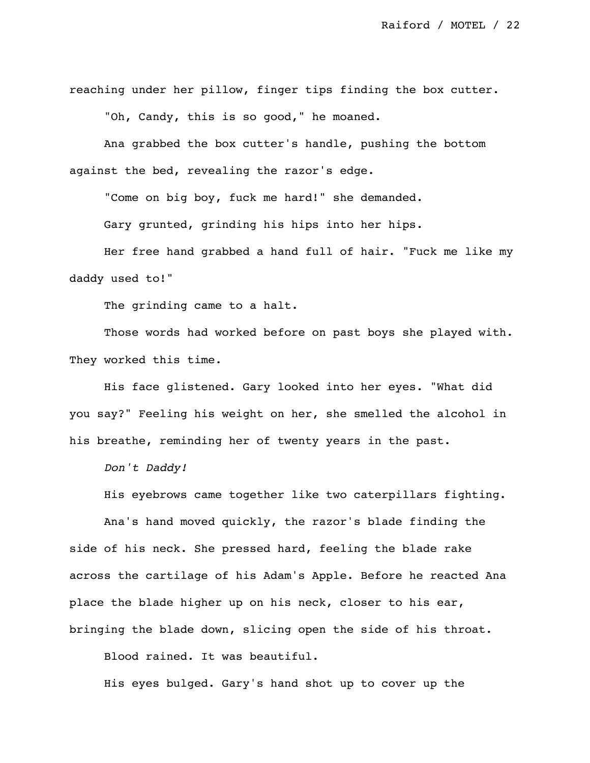reaching under her pillow, finger tips finding the box cutter.

"Oh, Candy, this is so good," he moaned.

Ana grabbed the box cutter's handle, pushing the bottom against the bed, revealing the razor's edge.

"Come on big boy, fuck me hard!" she demanded.

Gary grunted, grinding his hips into her hips.

Her free hand grabbed a hand full of hair. "Fuck me like my daddy used to!"

The grinding came to a halt.

Those words had worked before on past boys she played with. They worked this time.

His face glistened. Gary looked into her eyes. "What did you say?" Feeling his weight on her, she smelled the alcohol in his breathe, reminding her of twenty years in the past.

*Don't Daddy!*

His eyebrows came together like two caterpillars fighting.

Ana's hand moved quickly, the razor's blade finding the side of his neck. She pressed hard, feeling the blade rake across the cartilage of his Adam's Apple. Before he reacted Ana place the blade higher up on his neck, closer to his ear, bringing the blade down, slicing open the side of his throat.

Blood rained. It was beautiful.

His eyes bulged. Gary's hand shot up to cover up the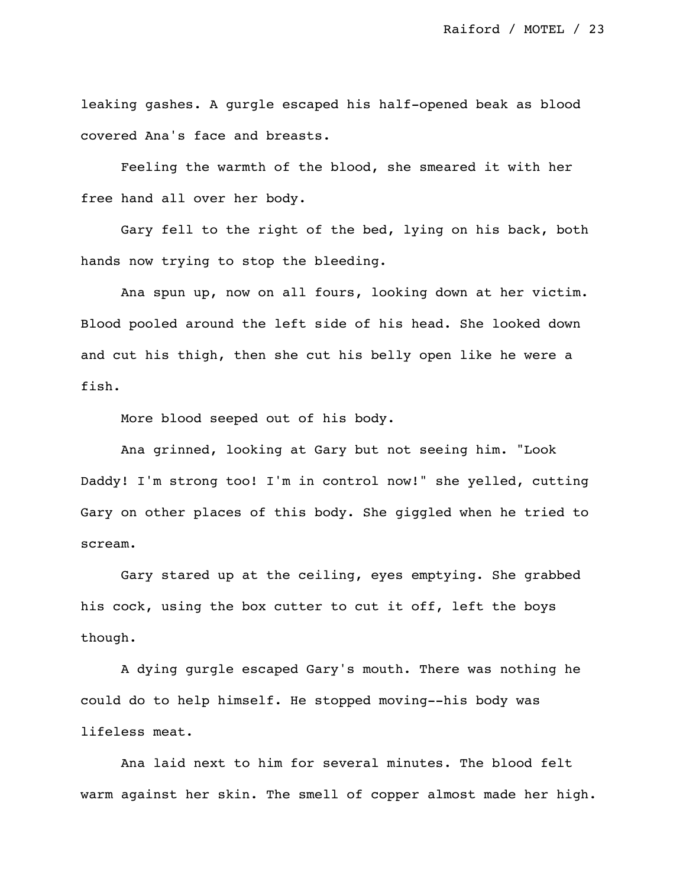leaking gashes. A gurgle escaped his half-opened beak as blood covered Ana's face and breasts.

Feeling the warmth of the blood, she smeared it with her free hand all over her body.

Gary fell to the right of the bed, lying on his back, both hands now trying to stop the bleeding.

Ana spun up, now on all fours, looking down at her victim. Blood pooled around the left side of his head. She looked down and cut his thigh, then she cut his belly open like he were a fish.

More blood seeped out of his body.

Ana grinned, looking at Gary but not seeing him. "Look Daddy! I'm strong too! I'm in control now!" she yelled, cutting Gary on other places of this body. She giggled when he tried to scream.

Gary stared up at the ceiling, eyes emptying. She grabbed his cock, using the box cutter to cut it off, left the boys though.

A dying gurgle escaped Gary's mouth. There was nothing he could do to help himself. He stopped moving--his body was lifeless meat.

Ana laid next to him for several minutes. The blood felt warm against her skin. The smell of copper almost made her high.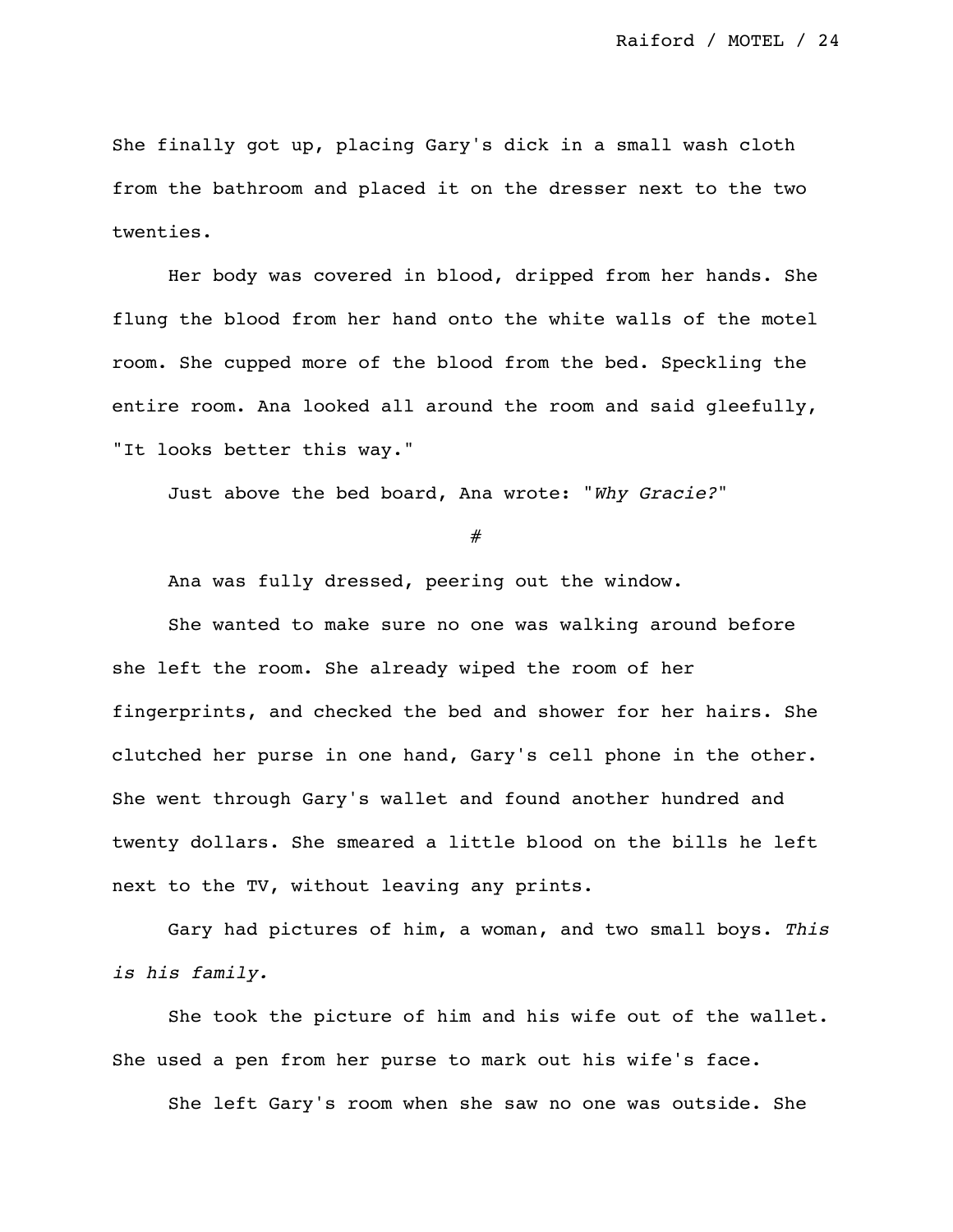She finally got up, placing Gary's dick in a small wash cloth from the bathroom and placed it on the dresser next to the two twenties.

Her body was covered in blood, dripped from her hands. She flung the blood from her hand onto the white walls of the motel room. She cupped more of the blood from the bed. Speckling the entire room. Ana looked all around the room and said gleefully, "It looks better this way."

Just above the bed board, Ana wrote: "*Why Gracie?*"

#

Ana was fully dressed, peering out the window.

She wanted to make sure no one was walking around before she left the room. She already wiped the room of her fingerprints, and checked the bed and shower for her hairs. She clutched her purse in one hand, Gary's cell phone in the other. She went through Gary's wallet and found another hundred and twenty dollars. She smeared a little blood on the bills he left next to the TV, without leaving any prints.

Gary had pictures of him, a woman, and two small boys. *This is his family.*

She took the picture of him and his wife out of the wallet. She used a pen from her purse to mark out his wife's face.

She left Gary's room when she saw no one was outside. She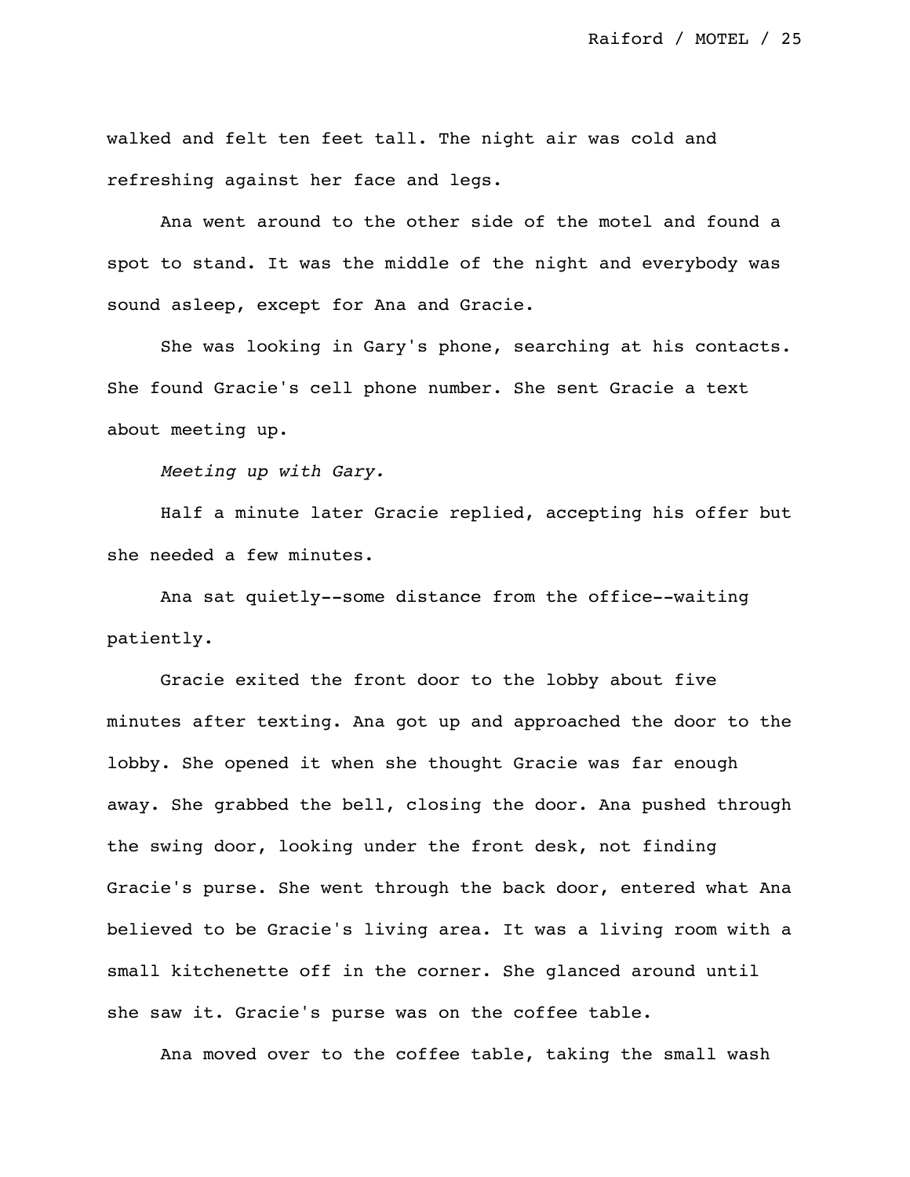walked and felt ten feet tall. The night air was cold and refreshing against her face and legs.

Ana went around to the other side of the motel and found a spot to stand. It was the middle of the night and everybody was sound asleep, except for Ana and Gracie.

She was looking in Gary's phone, searching at his contacts. She found Gracie's cell phone number. She sent Gracie a text about meeting up.

*Meeting up with Gary.*

Half a minute later Gracie replied, accepting his offer but she needed a few minutes.

Ana sat quietly--some distance from the office--waiting patiently.

Gracie exited the front door to the lobby about five minutes after texting. Ana got up and approached the door to the lobby. She opened it when she thought Gracie was far enough away. She grabbed the bell, closing the door. Ana pushed through the swing door, looking under the front desk, not finding Gracie's purse. She went through the back door, entered what Ana believed to be Gracie's living area. It was a living room with a small kitchenette off in the corner. She glanced around until she saw it. Gracie's purse was on the coffee table.

Ana moved over to the coffee table, taking the small wash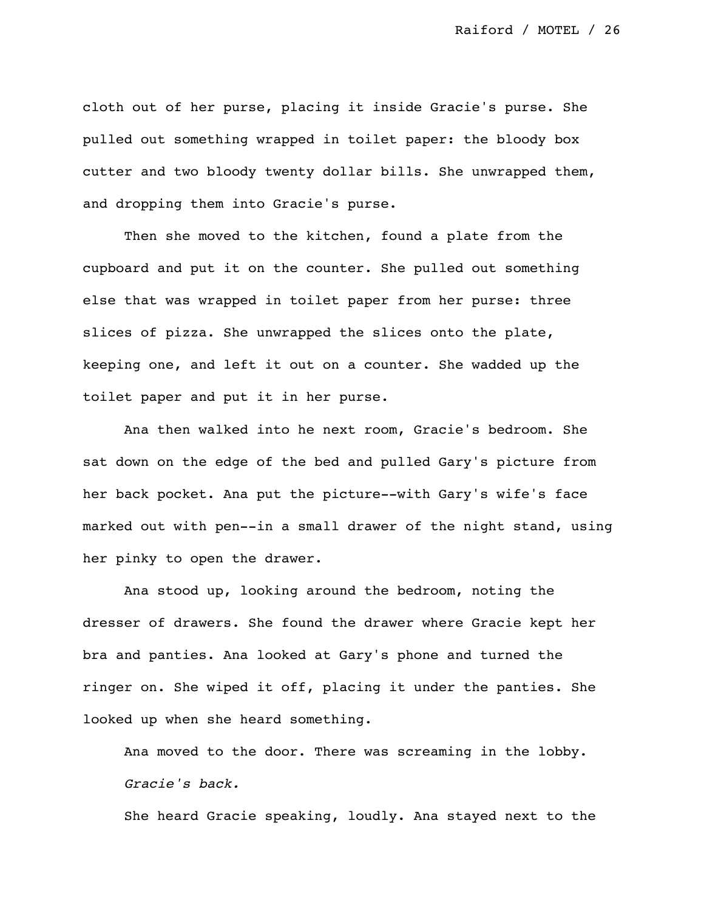cloth out of her purse, placing it inside Gracie's purse. She pulled out something wrapped in toilet paper: the bloody box cutter and two bloody twenty dollar bills. She unwrapped them, and dropping them into Gracie's purse.

Then she moved to the kitchen, found a plate from the cupboard and put it on the counter. She pulled out something else that was wrapped in toilet paper from her purse: three slices of pizza. She unwrapped the slices onto the plate, keeping one, and left it out on a counter. She wadded up the toilet paper and put it in her purse.

Ana then walked into he next room, Gracie's bedroom. She sat down on the edge of the bed and pulled Gary's picture from her back pocket. Ana put the picture--with Gary's wife's face marked out with pen--in a small drawer of the night stand, using her pinky to open the drawer.

Ana stood up, looking around the bedroom, noting the dresser of drawers. She found the drawer where Gracie kept her bra and panties. Ana looked at Gary's phone and turned the ringer on. She wiped it off, placing it under the panties. She looked up when she heard something.

Ana moved to the door. There was screaming in the lobby. *Gracie's back.*

She heard Gracie speaking, loudly. Ana stayed next to the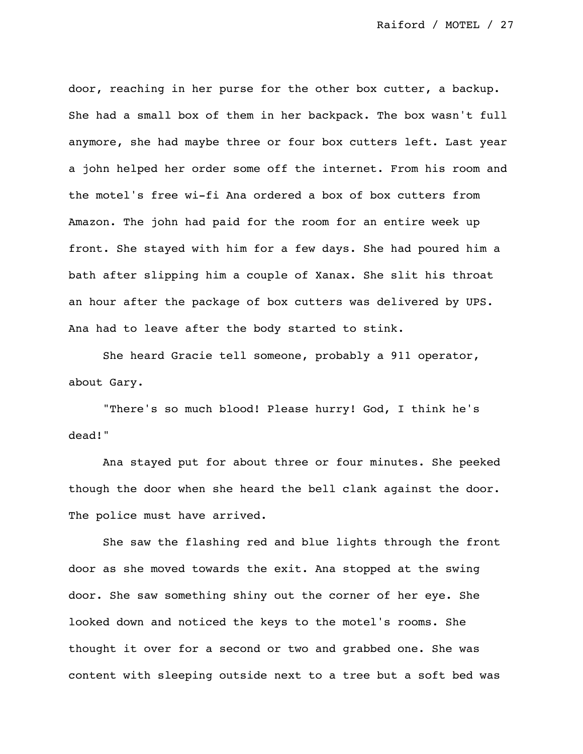door, reaching in her purse for the other box cutter, a backup. She had a small box of them in her backpack. The box wasn't full anymore, she had maybe three or four box cutters left. Last year a john helped her order some off the internet. From his room and the motel's free wi-fi Ana ordered a box of box cutters from Amazon. The john had paid for the room for an entire week up front. She stayed with him for a few days. She had poured him a bath after slipping him a couple of Xanax. She slit his throat an hour after the package of box cutters was delivered by UPS. Ana had to leave after the body started to stink.

She heard Gracie tell someone, probably a 911 operator, about Gary.

"There's so much blood! Please hurry! God, I think he's dead!"

Ana stayed put for about three or four minutes. She peeked though the door when she heard the bell clank against the door. The police must have arrived.

She saw the flashing red and blue lights through the front door as she moved towards the exit. Ana stopped at the swing door. She saw something shiny out the corner of her eye. She looked down and noticed the keys to the motel's rooms. She thought it over for a second or two and grabbed one. She was content with sleeping outside next to a tree but a soft bed was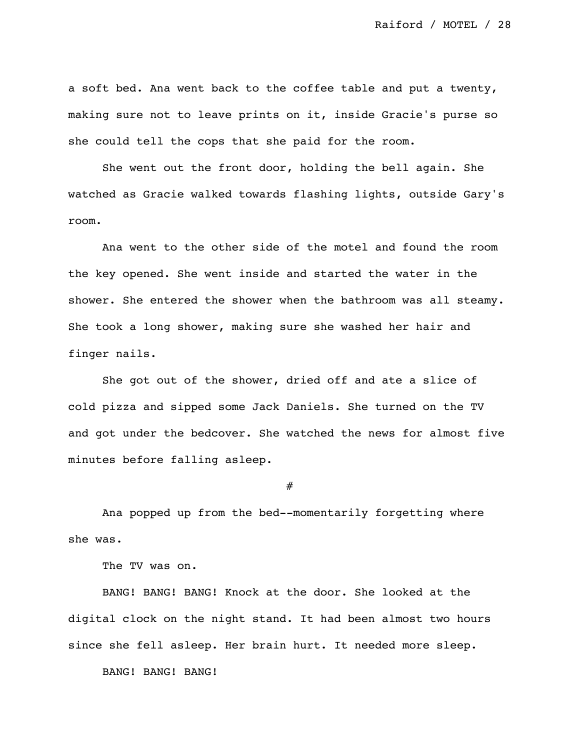a soft bed. Ana went back to the coffee table and put a twenty, making sure not to leave prints on it, inside Gracie's purse so she could tell the cops that she paid for the room.

She went out the front door, holding the bell again. She watched as Gracie walked towards flashing lights, outside Gary's room.

Ana went to the other side of the motel and found the room the key opened. She went inside and started the water in the shower. She entered the shower when the bathroom was all steamy. She took a long shower, making sure she washed her hair and finger nails.

She got out of the shower, dried off and ate a slice of cold pizza and sipped some Jack Daniels. She turned on the TV and got under the bedcover. She watched the news for almost five minutes before falling asleep.

#

Ana popped up from the bed--momentarily forgetting where she was.

The TV was on.

BANG! BANG! BANG! Knock at the door. She looked at the digital clock on the night stand. It had been almost two hours since she fell asleep. Her brain hurt. It needed more sleep.

BANG! BANG! BANG!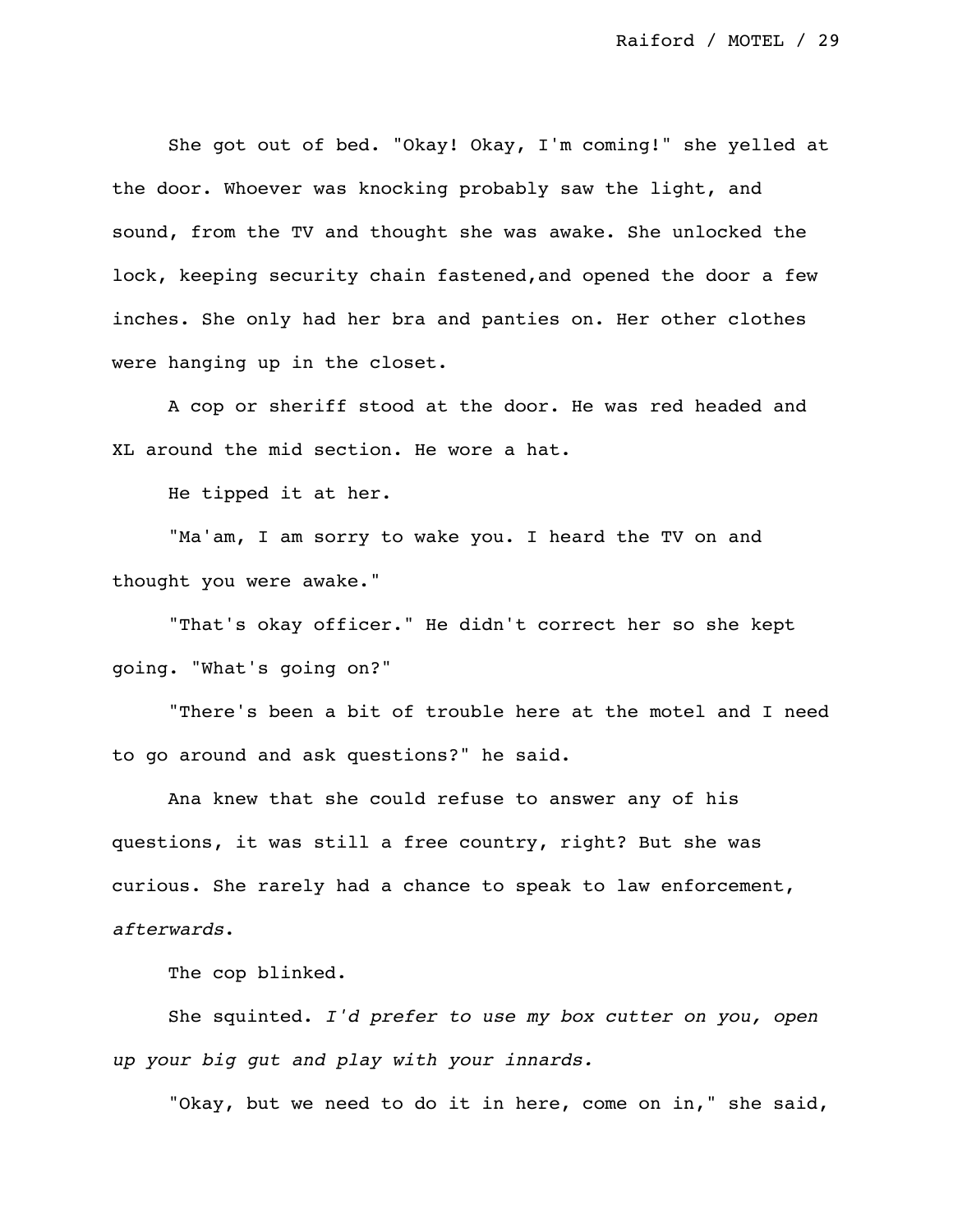She got out of bed. "Okay! Okay, I'm coming!" she yelled at the door. Whoever was knocking probably saw the light, and sound, from the TV and thought she was awake. She unlocked the lock, keeping security chain fastened,and opened the door a few inches. She only had her bra and panties on. Her other clothes were hanging up in the closet.

A cop or sheriff stood at the door. He was red headed and XL around the mid section. He wore a hat.

He tipped it at her.

"Ma'am, I am sorry to wake you. I heard the TV on and thought you were awake."

"That's okay officer." He didn't correct her so she kept going. "What's going on?"

"There's been a bit of trouble here at the motel and I need to go around and ask questions?" he said.

Ana knew that she could refuse to answer any of his questions, it was still a free country, right? But she was curious. She rarely had a chance to speak to law enforcement, *afterwards*.

The cop blinked.

She squinted. *I'd prefer to use my box cutter on you, open up your big gut and play with your innards.*

"Okay, but we need to do it in here, come on in," she said,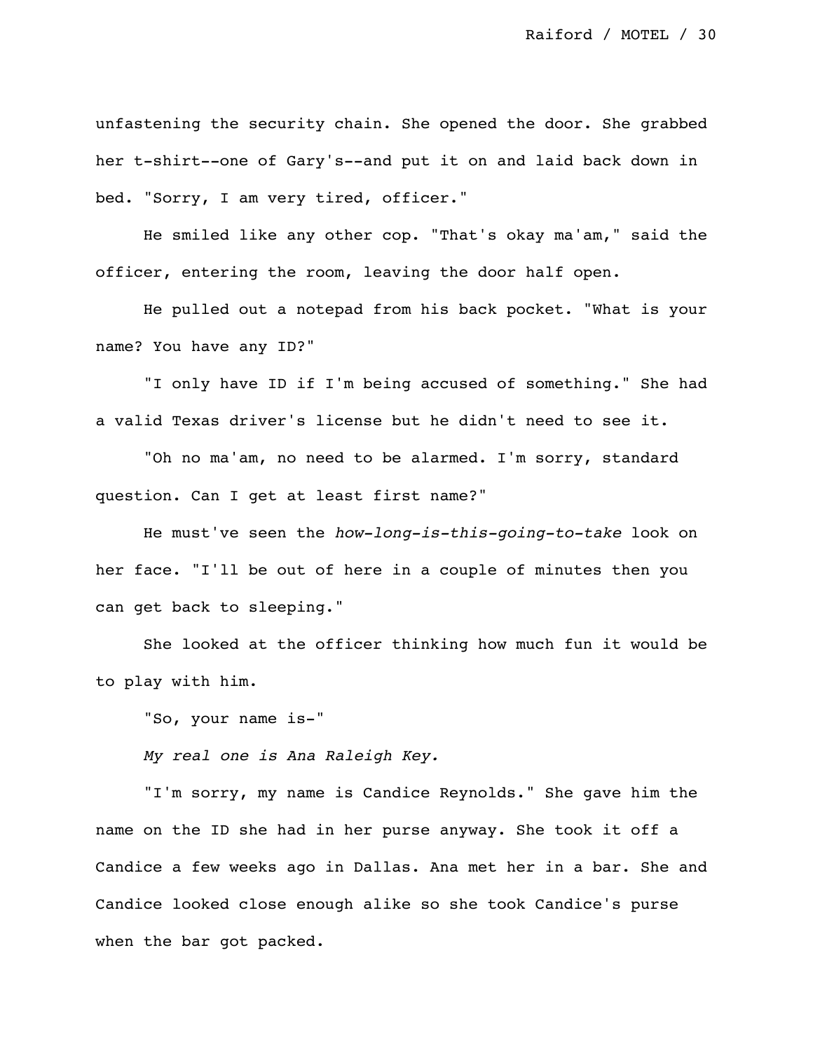unfastening the security chain. She opened the door. She grabbed her t-shirt--one of Gary's--and put it on and laid back down in bed. "Sorry, I am very tired, officer."

He smiled like any other cop. "That's okay ma'am," said the officer, entering the room, leaving the door half open.

He pulled out a notepad from his back pocket. "What is your name? You have any ID?"

"I only have ID if I'm being accused of something." She had a valid Texas driver's license but he didn't need to see it.

"Oh no ma'am, no need to be alarmed. I'm sorry, standard question. Can I get at least first name?"

He must've seen the *how-long-is-this-going-to-take* look on her face. "I'll be out of here in a couple of minutes then you can get back to sleeping."

She looked at the officer thinking how much fun it would be to play with him.

"So, your name is-"

*My real one is Ana Raleigh Key.*

"I'm sorry, my name is Candice Reynolds." She gave him the name on the ID she had in her purse anyway. She took it off a Candice a few weeks ago in Dallas. Ana met her in a bar. She and Candice looked close enough alike so she took Candice's purse when the bar got packed.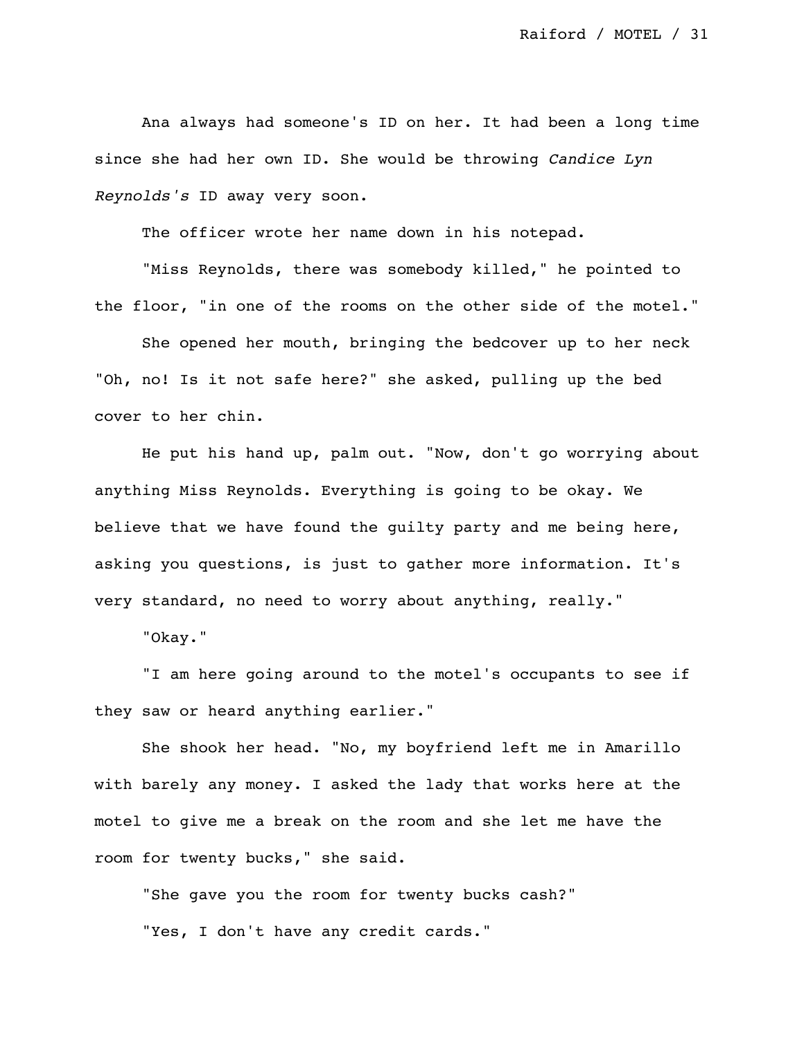Ana always had someone's ID on her. It had been a long time since she had her own ID. She would be throwing *Candice Lyn Reynolds's* ID away very soon.

The officer wrote her name down in his notepad.

"Miss Reynolds, there was somebody killed," he pointed to the floor, "in one of the rooms on the other side of the motel."

She opened her mouth, bringing the bedcover up to her neck "Oh, no! Is it not safe here?" she asked, pulling up the bed cover to her chin.

He put his hand up, palm out. "Now, don't go worrying about anything Miss Reynolds. Everything is going to be okay. We believe that we have found the guilty party and me being here, asking you questions, is just to gather more information. It's very standard, no need to worry about anything, really."

"Okay."

"I am here going around to the motel's occupants to see if they saw or heard anything earlier."

She shook her head. "No, my boyfriend left me in Amarillo with barely any money. I asked the lady that works here at the motel to give me a break on the room and she let me have the room for twenty bucks," she said.

"She gave you the room for twenty bucks cash?"

"Yes, I don't have any credit cards."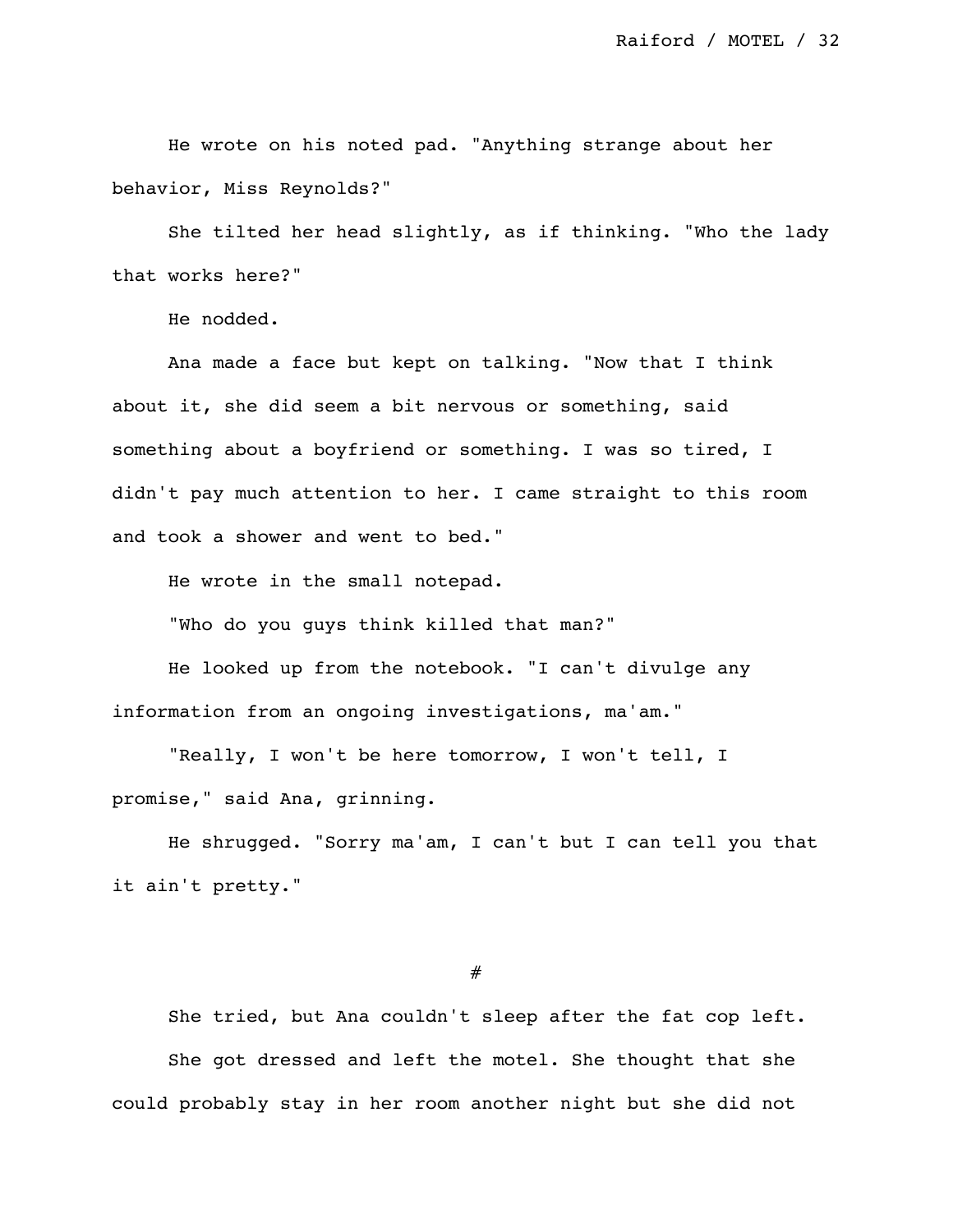He wrote on his noted pad. "Anything strange about her behavior, Miss Reynolds?"

She tilted her head slightly, as if thinking. "Who the lady that works here?"

He nodded.

Ana made a face but kept on talking. "Now that I think about it, she did seem a bit nervous or something, said something about a boyfriend or something. I was so tired, I didn't pay much attention to her. I came straight to this room and took a shower and went to bed."

He wrote in the small notepad.

"Who do you guys think killed that man?"

He looked up from the notebook. "I can't divulge any information from an ongoing investigations, ma'am."

"Really, I won't be here tomorrow, I won't tell, I promise," said Ana, grinning.

He shrugged. "Sorry ma'am, I can't but I can tell you that it ain't pretty."

#

She tried, but Ana couldn't sleep after the fat cop left.

She got dressed and left the motel. She thought that she could probably stay in her room another night but she did not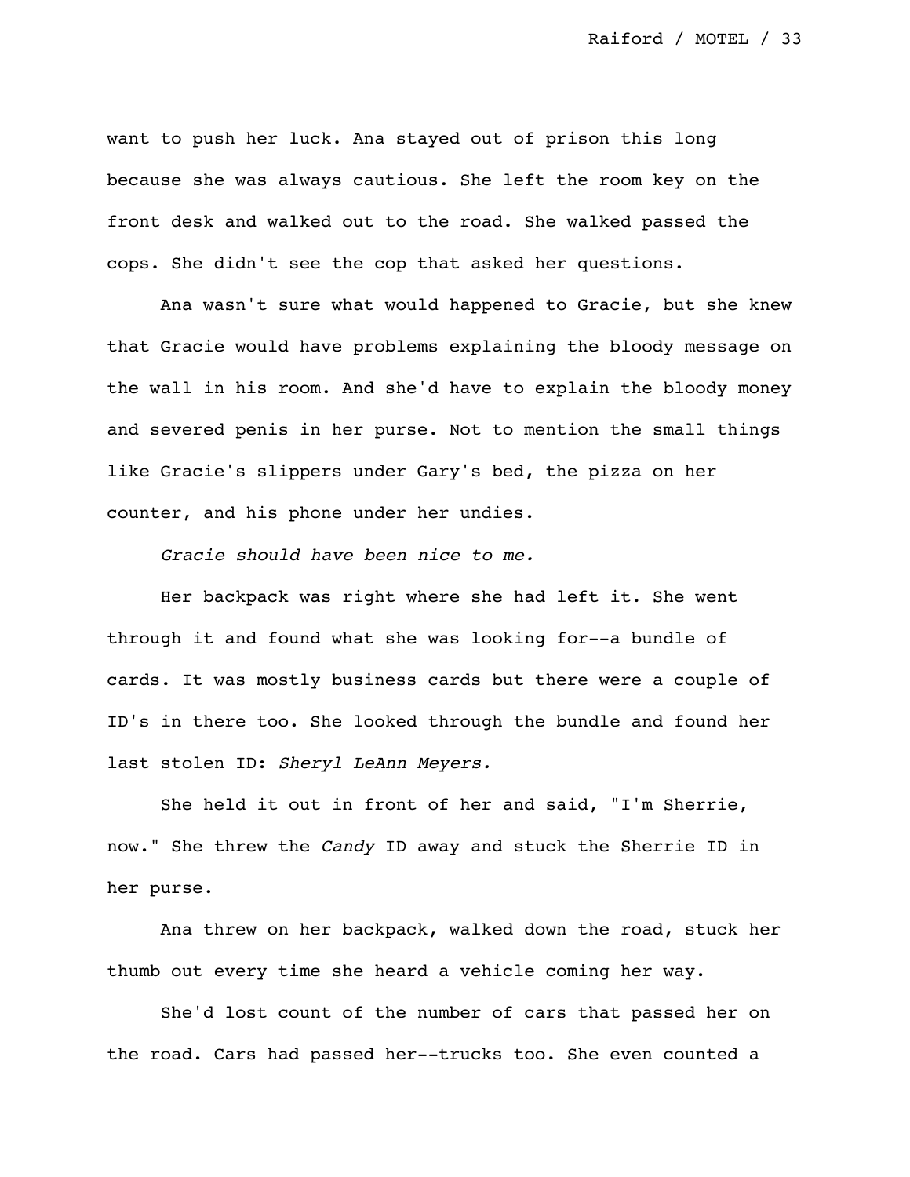want to push her luck. Ana stayed out of prison this long because she was always cautious. She left the room key on the front desk and walked out to the road. She walked passed the cops. She didn't see the cop that asked her questions.

Ana wasn't sure what would happened to Gracie, but she knew that Gracie would have problems explaining the bloody message on the wall in his room. And she'd have to explain the bloody money and severed penis in her purse. Not to mention the small things like Gracie's slippers under Gary's bed, the pizza on her counter, and his phone under her undies.

*Gracie should have been nice to me.*

Her backpack was right where she had left it. She went through it and found what she was looking for--a bundle of cards. It was mostly business cards but there were a couple of ID's in there too. She looked through the bundle and found her last stolen ID: *Sheryl LeAnn Meyers.*

She held it out in front of her and said, "I'm Sherrie, now." She threw the *Candy* ID away and stuck the Sherrie ID in her purse.

Ana threw on her backpack, walked down the road, stuck her thumb out every time she heard a vehicle coming her way.

She'd lost count of the number of cars that passed her on the road. Cars had passed her--trucks too. She even counted a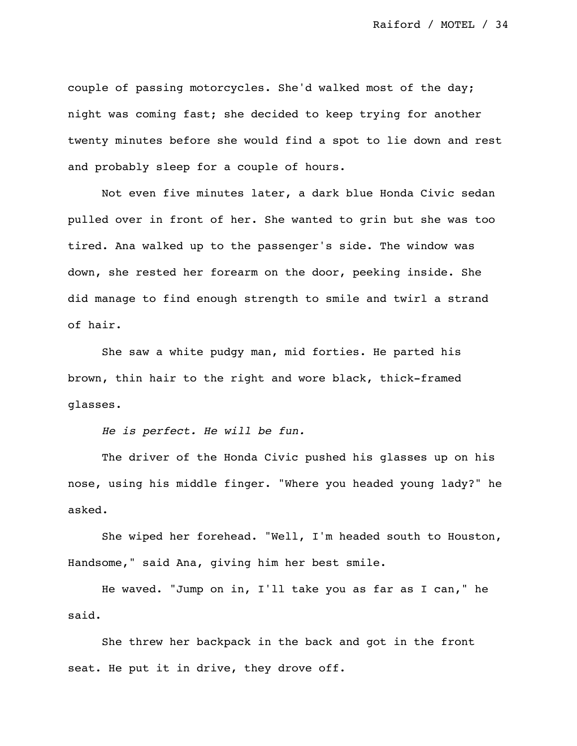couple of passing motorcycles. She'd walked most of the day; night was coming fast; she decided to keep trying for another twenty minutes before she would find a spot to lie down and rest and probably sleep for a couple of hours.

Not even five minutes later, a dark blue Honda Civic sedan pulled over in front of her. She wanted to grin but she was too tired. Ana walked up to the passenger's side. The window was down, she rested her forearm on the door, peeking inside. She did manage to find enough strength to smile and twirl a strand of hair.

She saw a white pudgy man, mid forties. He parted his brown, thin hair to the right and wore black, thick-framed glasses.

*He is perfect. He will be fun.*

The driver of the Honda Civic pushed his glasses up on his nose, using his middle finger. "Where you headed young lady?" he asked.

She wiped her forehead. "Well, I'm headed south to Houston, Handsome," said Ana, giving him her best smile.

He waved. "Jump on in, I'll take you as far as I can," he said.

She threw her backpack in the back and got in the front seat. He put it in drive, they drove off.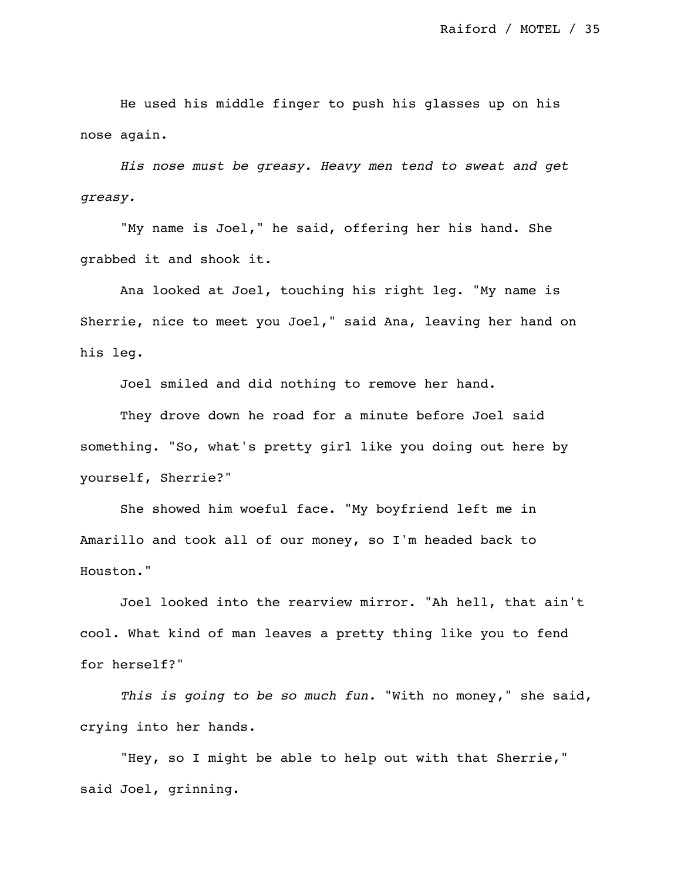He used his middle finger to push his glasses up on his nose again.

*His nose must be greasy. Heavy men tend to sweat and get greasy.*

"My name is Joel," he said, offering her his hand. She grabbed it and shook it.

Ana looked at Joel, touching his right leg. "My name is Sherrie, nice to meet you Joel," said Ana, leaving her hand on his leg.

Joel smiled and did nothing to remove her hand.

They drove down he road for a minute before Joel said something. "So, what's pretty girl like you doing out here by yourself, Sherrie?"

She showed him woeful face. "My boyfriend left me in Amarillo and took all of our money, so I'm headed back to Houston."

Joel looked into the rearview mirror. "Ah hell, that ain't cool. What kind of man leaves a pretty thing like you to fend for herself?"

*This is going to be so much fun.* "With no money," she said, crying into her hands.

"Hey, so I might be able to help out with that Sherrie," said Joel, grinning.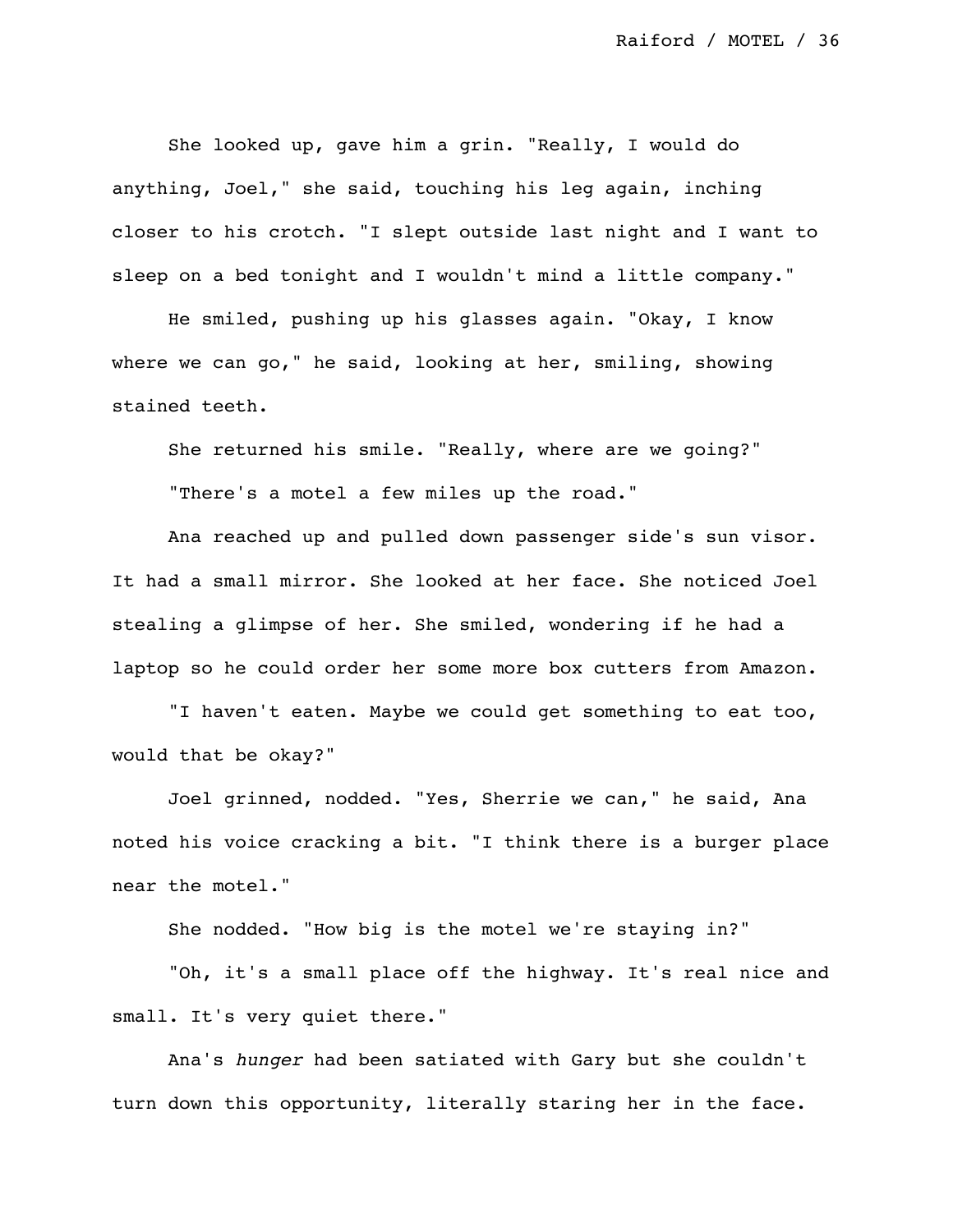She looked up, gave him a grin. "Really, I would do anything, Joel," she said, touching his leg again, inching closer to his crotch. "I slept outside last night and I want to sleep on a bed tonight and I wouldn't mind a little company."

He smiled, pushing up his glasses again. "Okay, I know where we can go," he said, looking at her, smiling, showing stained teeth.

She returned his smile. "Really, where are we going?"

"There's a motel a few miles up the road."

Ana reached up and pulled down passenger side's sun visor. It had a small mirror. She looked at her face. She noticed Joel stealing a glimpse of her. She smiled, wondering if he had a laptop so he could order her some more box cutters from Amazon.

"I haven't eaten. Maybe we could get something to eat too, would that be okay?"

Joel grinned, nodded. "Yes, Sherrie we can," he said, Ana noted his voice cracking a bit. "I think there is a burger place near the motel."

She nodded. "How big is the motel we're staying in?"

"Oh, it's a small place off the highway. It's real nice and small. It's very quiet there."

Ana's *hunger* had been satiated with Gary but she couldn't turn down this opportunity, literally staring her in the face.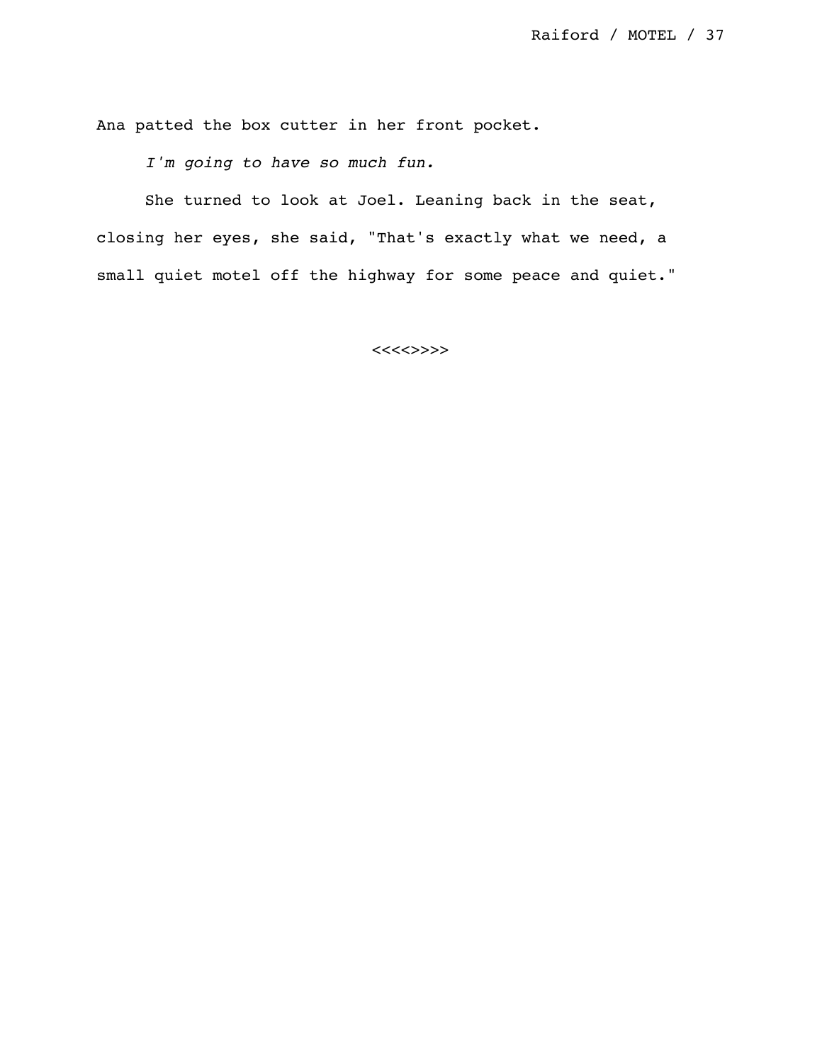Ana patted the box cutter in her front pocket.

*I'm going to have so much fun.*

She turned to look at Joel. Leaning back in the seat, closing her eyes, she said, "That's exactly what we need, a small quiet motel off the highway for some peace and quiet."

<<<<>>>>